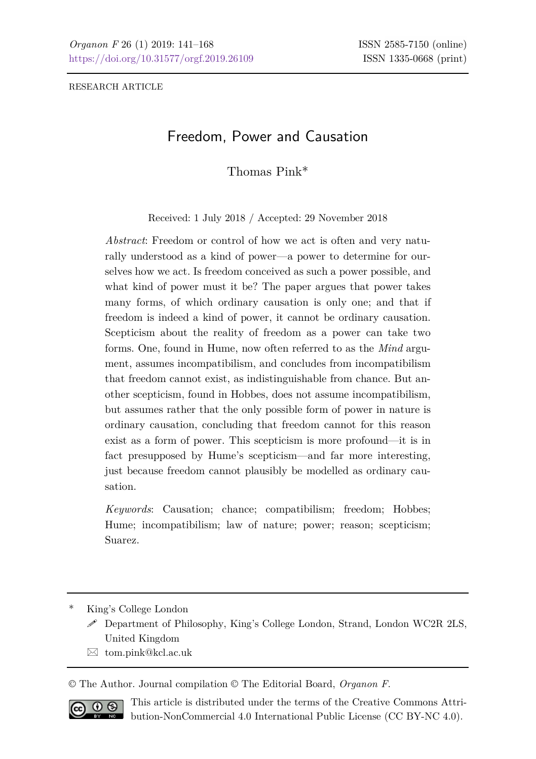RESEARCH ARTICLE

# Freedom, Power and Causation

Thomas Pink*

Received: 1 July 2018 / Accepted: 29 November 2018

*Abstract*: Freedom or control of how we act is often and very naturally understood as a kind of power—a power to determine for ourselves how we act. Is freedom conceived as such a power possible, and what kind of power must it be? The paper argues that power takes many forms, of which ordinary causation is only one; and that if freedom is indeed a kind of power, it cannot be ordinary causation. Scepticism about the reality of freedom as a power can take two forms. One, found in Hume, now often referred to as the *Mind* argument, assumes incompatibilism, and concludes from incompatibilism that freedom cannot exist, as indistinguishable from chance. But another scepticism, found in Hobbes, does not assume incompatibilism, but assumes rather that the only possible form of power in nature is ordinary causation, concluding that freedom cannot for this reason exist as a form of power. This scepticism is more profound—it is in fact presupposed by Hume's scepticism—and far more interesting, just because freedom cannot plausibly be modelled as ordinary causation.

*Keywords*: Causation; chance; compatibilism; freedom; Hobbes; Hume; incompatibilism; law of nature; power; reason; scepticism; Suarez.

---

\* King's College London
Department of Philosophy, King's College London, Strand, London WC2R 2LS, United Kingdom
tom.pink@kcl.ac.uk

© The Author. Journal compilation © The Editorial Board, *Organon F*.

This article is distributed under the terms of the Creative Commons Attribution-NonCommercial 4.0 International Public License (CC BY-NC 4.0).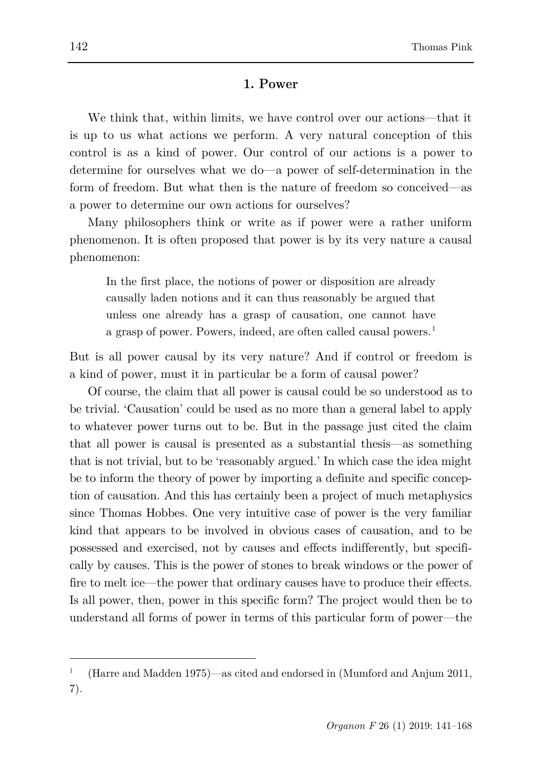## 1. Power

We think that, within limits, we have control over our actions—that it is up to us what actions we perform. A very natural conception of this control is as a kind of power. Our control of our actions is a power to determine for ourselves what we do—a power of self-determination in the form of freedom. But what then is the nature of freedom so conceived—as a power to determine our own actions for ourselves?

Many philosophers think or write as if power were a rather uniform phenomenon. It is often proposed that power is by its very nature a causal phenomenon:

> In the first place, the notions of power or disposition are already causally laden notions and it can thus reasonably be argued that unless one already has a grasp of causation, one cannot have a grasp of power. Powers, indeed, are often called causal powers.[1]

But is all power causal by its very nature? And if control or freedom is a kind of power, must it in particular be a form of causal power?

Of course, the claim that all power is causal could be so understood as to be trivial. 'Causation' could be used as no more than a general label to apply to whatever power turns out to be. But in the passage just cited the claim that all power is causal is presented as a substantial thesis—as something that is not trivial, but to be 'reasonably argued.' In which case the idea might be to inform the theory of power by importing a definite and specific conception of causation. And this has certainly been a project of much metaphysics since Thomas Hobbes. One very intuitive case of power is the very familiar kind that appears to be involved in obvious cases of causation, and to be possessed and exercised, not by causes and effects indifferently, but specifically by causes. This is the power of stones to break windows or the power of fire to melt ice—the power that ordinary causes have to produce their effects. Is all power, then, power in this specific form? The project would then be to understand all forms of power in terms of this particular form of power—the

---

[1] (Harre and Madden 1975)—as cited and endorsed in (Mumford and Anjum 2011, 7).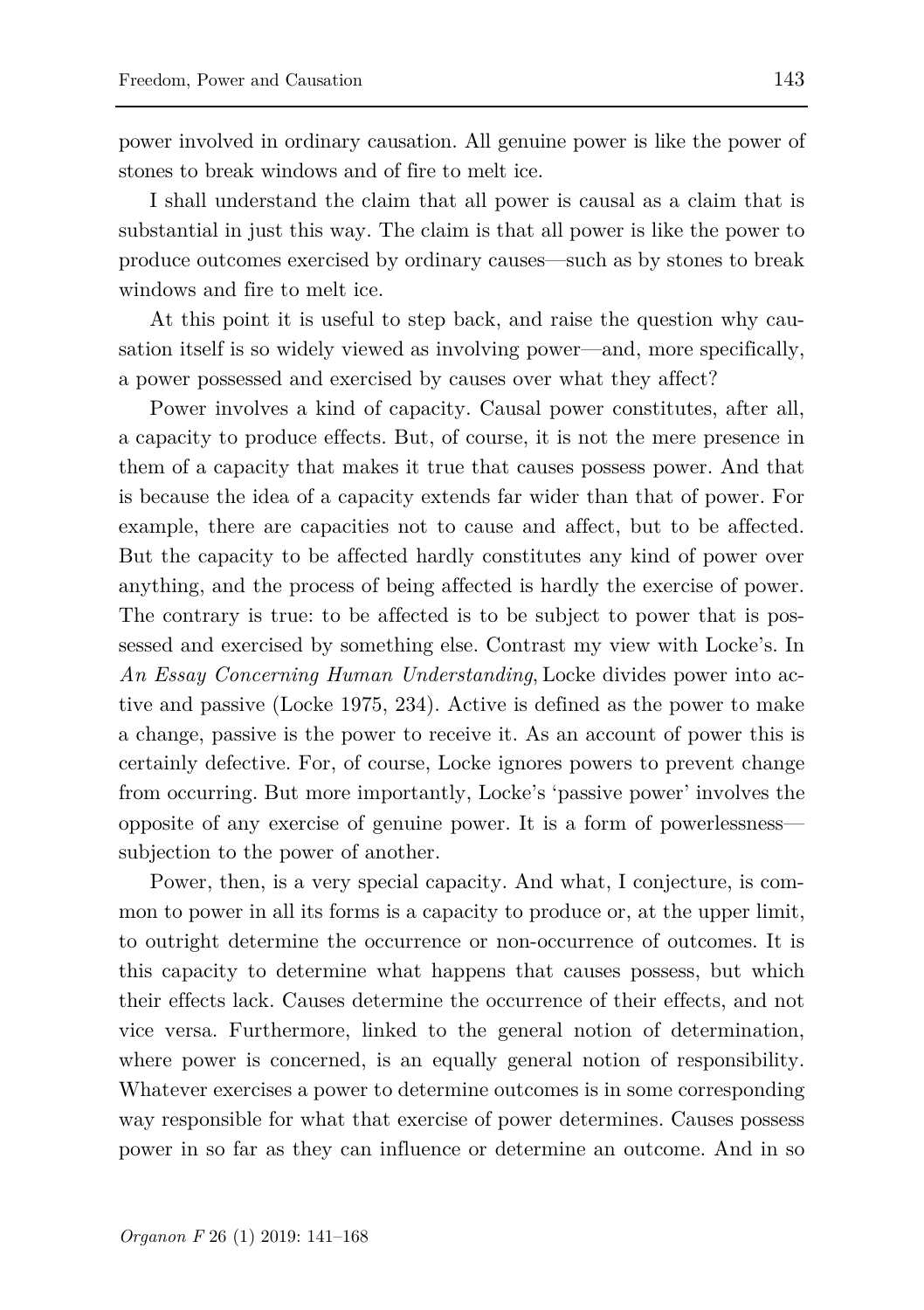power involved in ordinary causation. All genuine power is like the power of stones to break windows and of fire to melt ice.

I shall understand the claim that all power is causal as a claim that is substantial in just this way. The claim is that all power is like the power to produce outcomes exercised by ordinary causes—such as by stones to break windows and fire to melt ice.

At this point it is useful to step back, and raise the question why causation itself is so widely viewed as involving power—and, more specifically, a power possessed and exercised by causes over what they affect?

Power involves a kind of capacity. Causal power constitutes, after all, a capacity to produce effects. But, of course, it is not the mere presence in them of a capacity that makes it true that causes possess power. And that is because the idea of a capacity extends far wider than that of power. For example, there are capacities not to cause and affect, but to be affected. But the capacity to be affected hardly constitutes any kind of power over anything, and the process of being affected is hardly the exercise of power. The contrary is true: to be affected is to be subject to power that is possessed and exercised by something else. Contrast my view with Locke's. In *An Essay Concerning Human Understanding*, Locke divides power into active and passive (Locke 1975, 234). Active is defined as the power to make a change, passive is the power to receive it. As an account of power this is certainly defective. For, of course, Locke ignores powers to prevent change from occurring. But more importantly, Locke's 'passive power' involves the opposite of any exercise of genuine power. It is a form of powerlessness—subjection to the power of another.

Power, then, is a very special capacity. And what, I conjecture, is common to power in all its forms is a capacity to produce or, at the upper limit, to outright determine the occurrence or non-occurrence of outcomes. It is this capacity to determine what happens that causes possess, but which their effects lack. Causes determine the occurrence of their effects, and not vice versa. Furthermore, linked to the general notion of determination, where power is concerned, is an equally general notion of responsibility. Whatever exercises a power to determine outcomes is in some corresponding way responsible for what that exercise of power determines. Causes possess power in so far as they can influence or determine an outcome. And in so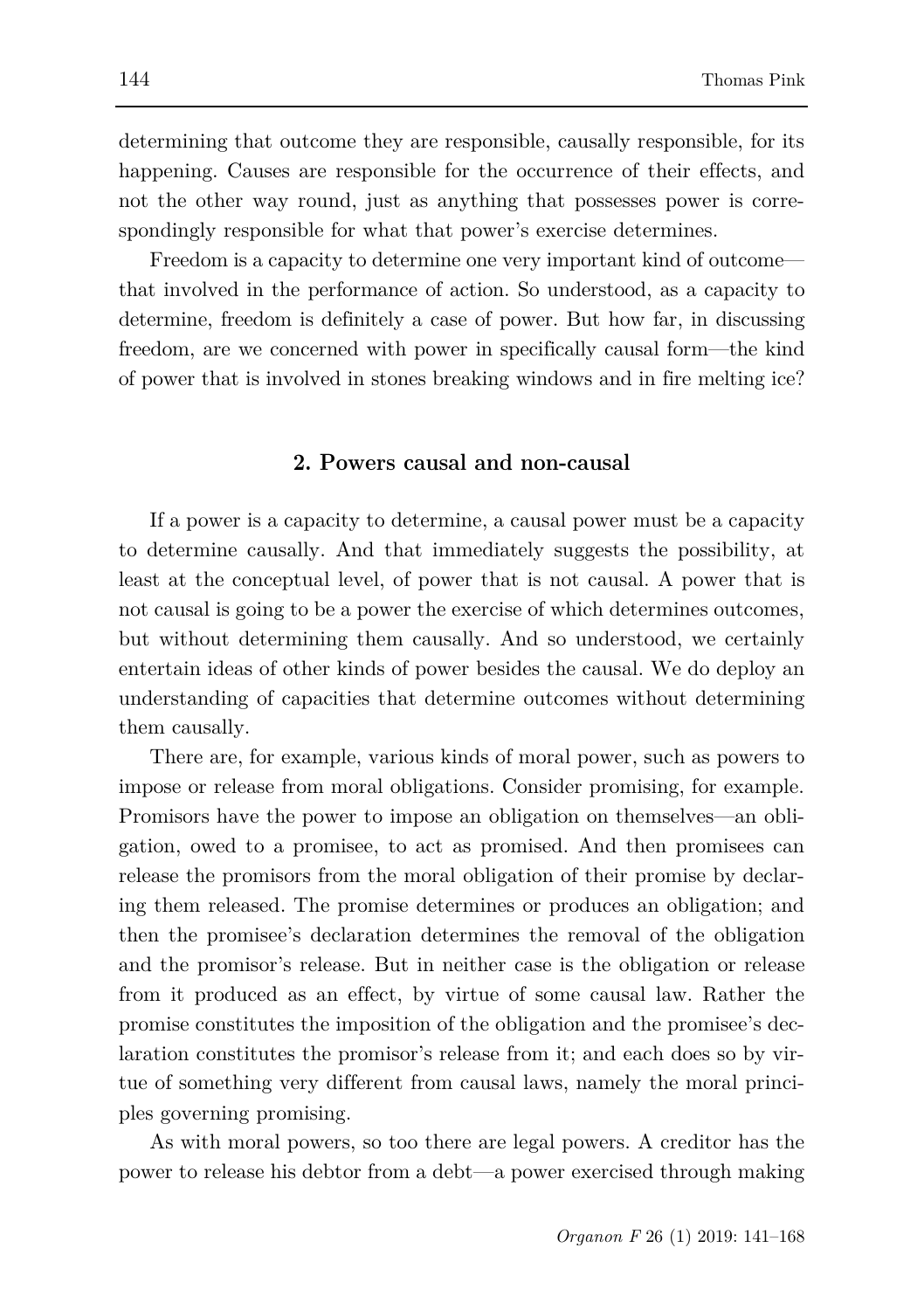determining that outcome they are responsible, causally responsible, for its happening. Causes are responsible for the occurrence of their effects, and not the other way round, just as anything that possesses power is correspondingly responsible for what that power's exercise determines.

Freedom is a capacity to determine one very important kind of outcome—that involved in the performance of action. So understood, as a capacity to determine, freedom is definitely a case of power. But how far, in discussing freedom, are we concerned with power in specifically causal form—the kind of power that is involved in stones breaking windows and in fire melting ice?

## 2. Powers causal and non-causal

If a power is a capacity to determine, a causal power must be a capacity to determine causally. And that immediately suggests the possibility, at least at the conceptual level, of power that is not causal. A power that is not causal is going to be a power the exercise of which determines outcomes, but without determining them causally. And so understood, we certainly entertain ideas of other kinds of power besides the causal. We do deploy an understanding of capacities that determine outcomes without determining them causally.

There are, for example, various kinds of moral power, such as powers to impose or release from moral obligations. Consider promising, for example. Promisors have the power to impose an obligation on themselves—an obligation, owed to a promisee, to act as promised. And then promisees can release the promisors from the moral obligation of their promise by declaring them released. The promise determines or produces an obligation; and then the promisee's declaration determines the removal of the obligation and the promisor's release. But in neither case is the obligation or release from it produced as an effect, by virtue of some causal law. Rather the promise constitutes the imposition of the obligation and the promisee's declaration constitutes the promisor's release from it; and each does so by virtue of something very different from causal laws, namely the moral principles governing promising.

As with moral powers, so too there are legal powers. A creditor has the power to release his debtor from a debt—a power exercised through making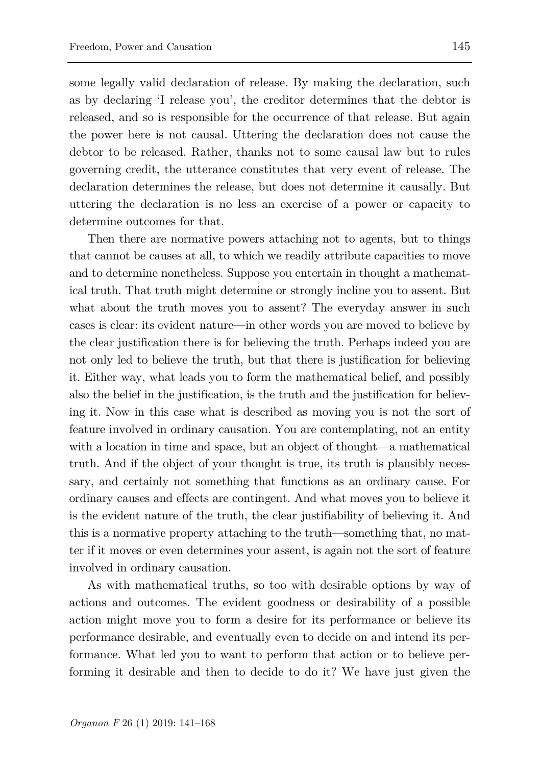some legally valid declaration of release. By making the declaration, such as by declaring 'I release you', the creditor determines that the debtor is released, and so is responsible for the occurrence of that release. But again the power here is not causal. Uttering the declaration does not cause the debtor to be released. Rather, thanks not to some causal law but to rules governing credit, the utterance constitutes that very event of release. The declaration determines the release, but does not determine it causally. But uttering the declaration is no less an exercise of a power or capacity to determine outcomes for that.

Then there are normative powers attaching not to agents, but to things that cannot be causes at all, to which we readily attribute capacities to move and to determine nonetheless. Suppose you entertain in thought a mathematical truth. That truth might determine or strongly incline you to assent. But what about the truth moves you to assent? The everyday answer in such cases is clear: its evident nature—in other words you are moved to believe by the clear justification there is for believing the truth. Perhaps indeed you are not only led to believe the truth, but that there is justification for believing it. Either way, what leads you to form the mathematical belief, and possibly also the belief in the justification, is the truth and the justification for believing it. Now in this case what is described as moving you is not the sort of feature involved in ordinary causation. You are contemplating, not an entity with a location in time and space, but an object of thought—a mathematical truth. And if the object of your thought is true, its truth is plausibly necessary, and certainly not something that functions as an ordinary cause. For ordinary causes and effects are contingent. And what moves you to believe it is the evident nature of the truth, the clear justifiability of believing it. And this is a normative property attaching to the truth—something that, no matter if it moves or even determines your assent, is again not the sort of feature involved in ordinary causation.

As with mathematical truths, so too with desirable options by way of actions and outcomes. The evident goodness or desirability of a possible action might move you to form a desire for its performance or believe its performance desirable, and eventually even to decide on and intend its performance. What led you to want to perform that action or to believe performing it desirable and then to decide to do it? We have just given the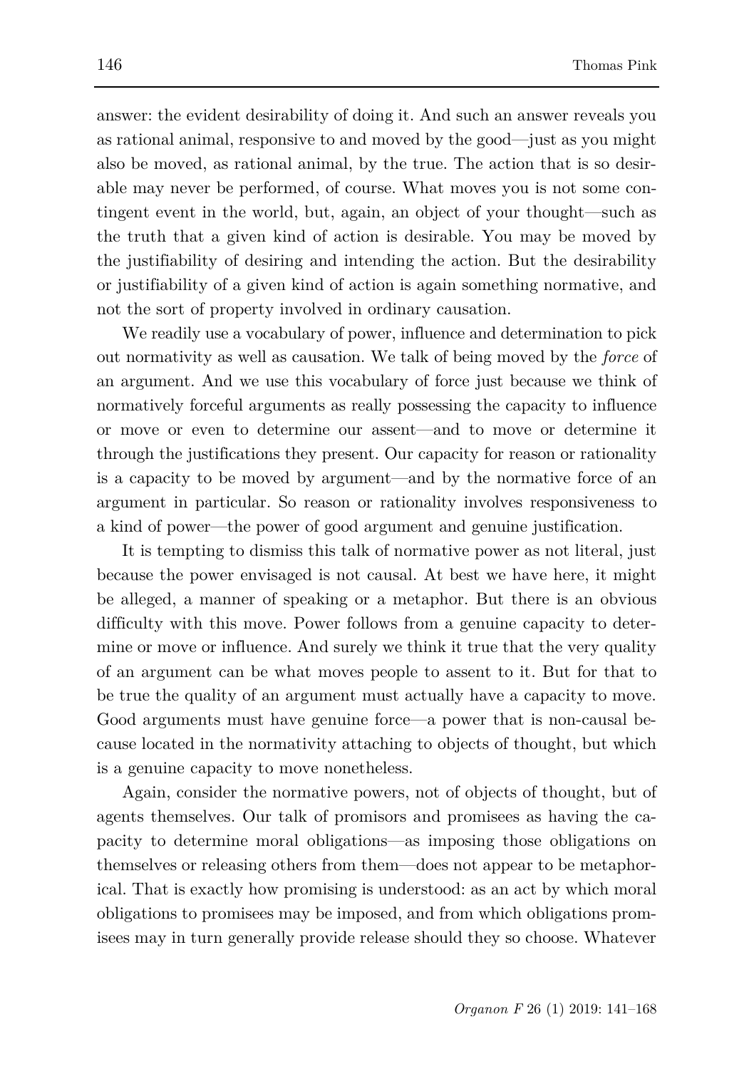answer: the evident desirability of doing it. And such an answer reveals you as rational animal, responsive to and moved by the good—just as you might also be moved, as rational animal, by the true. The action that is so desirable may never be performed, of course. What moves you is not some contingent event in the world, but, again, an object of your thought—such as the truth that a given kind of action is desirable. You may be moved by the justifiability of desiring and intending the action. But the desirability or justifiability of a given kind of action is again something normative, and not the sort of property involved in ordinary causation.

We readily use a vocabulary of power, influence and determination to pick out normativity as well as causation. We talk of being moved by the *force* of an argument. And we use this vocabulary of force just because we think of normatively forceful arguments as really possessing the capacity to influence or move or even to determine our assent—and to move or determine it through the justifications they present. Our capacity for reason or rationality is a capacity to be moved by argument—and by the normative force of an argument in particular. So reason or rationality involves responsiveness to a kind of power—the power of good argument and genuine justification.

It is tempting to dismiss this talk of normative power as not literal, just because the power envisaged is not causal. At best we have here, it might be alleged, a manner of speaking or a metaphor. But there is an obvious difficulty with this move. Power follows from a genuine capacity to determine or move or influence. And surely we think it true that the very quality of an argument can be what moves people to assent to it. But for that to be true the quality of an argument must actually have a capacity to move. Good arguments must have genuine force—a power that is non-causal because located in the normativity attaching to objects of thought, but which is a genuine capacity to move nonetheless.

Again, consider the normative powers, not of objects of thought, but of agents themselves. Our talk of promisors and promisees as having the capacity to determine moral obligations—as imposing those obligations on themselves or releasing others from them—does not appear to be metaphorical. That is exactly how promising is understood: as an act by which moral obligations to promisees may be imposed, and from which obligations promisees may in turn generally provide release should they so choose. Whatever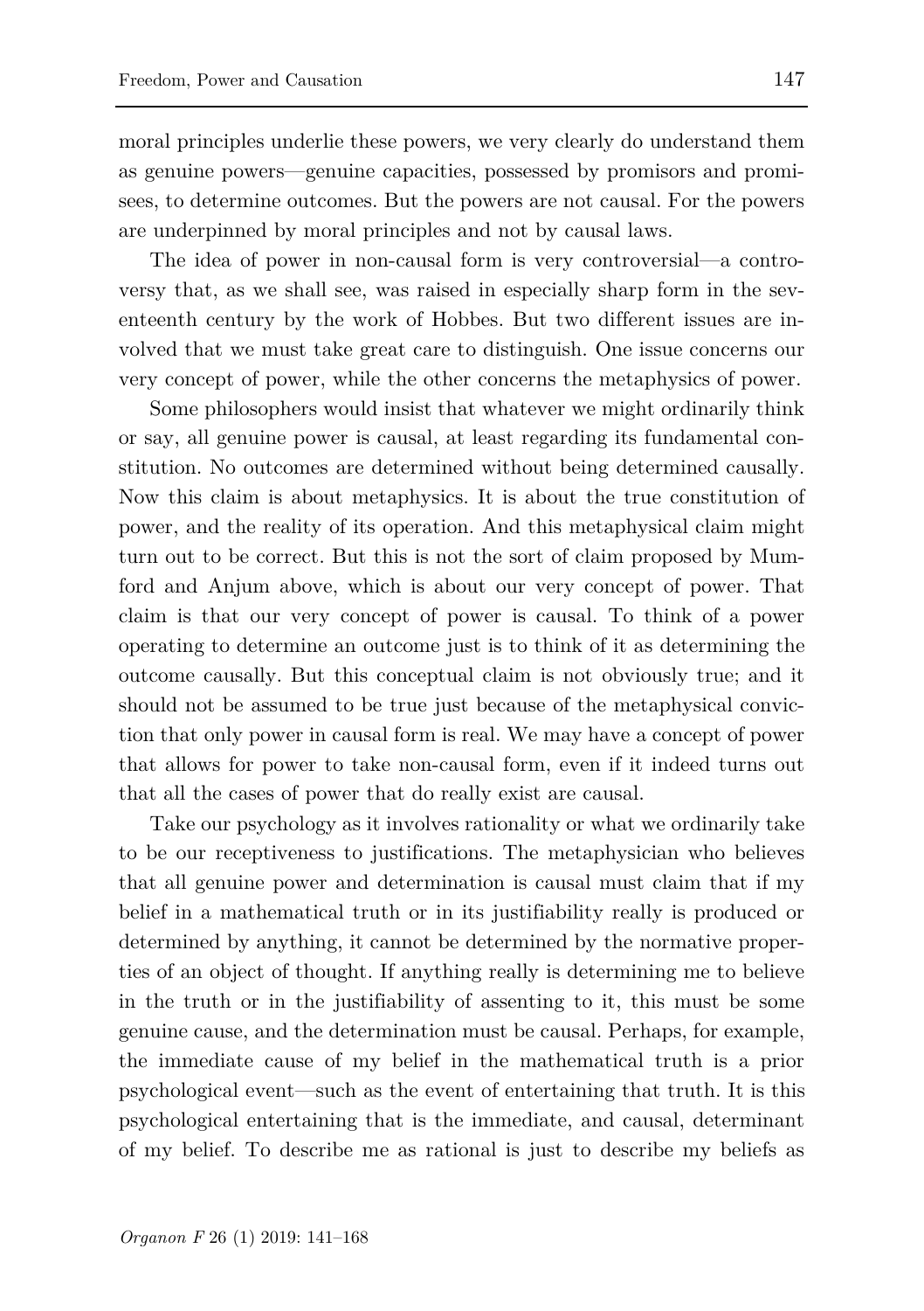moral principles underlie these powers, we very clearly do understand them as genuine powers—genuine capacities, possessed by promisors and promisees, to determine outcomes. But the powers are not causal. For the powers are underpinned by moral principles and not by causal laws.

The idea of power in non-causal form is very controversial—a controversy that, as we shall see, was raised in especially sharp form in the seventeenth century by the work of Hobbes. But two different issues are involved that we must take great care to distinguish. One issue concerns our very concept of power, while the other concerns the metaphysics of power.

Some philosophers would insist that whatever we might ordinarily think or say, all genuine power is causal, at least regarding its fundamental constitution. No outcomes are determined without being determined causally. Now this claim is about metaphysics. It is about the true constitution of power, and the reality of its operation. And this metaphysical claim might turn out to be correct. But this is not the sort of claim proposed by Mumford and Anjum above, which is about our very concept of power. That claim is that our very concept of power is causal. To think of a power operating to determine an outcome just is to think of it as determining the outcome causally. But this conceptual claim is not obviously true; and it should not be assumed to be true just because of the metaphysical conviction that only power in causal form is real. We may have a concept of power that allows for power to take non-causal form, even if it indeed turns out that all the cases of power that do really exist are causal.

Take our psychology as it involves rationality or what we ordinarily take to be our receptiveness to justifications. The metaphysician who believes that all genuine power and determination is causal must claim that if my belief in a mathematical truth or in its justifiability really is produced or determined by anything, it cannot be determined by the normative properties of an object of thought. If anything really is determining me to believe in the truth or in the justifiability of assenting to it, this must be some genuine cause, and the determination must be causal. Perhaps, for example, the immediate cause of my belief in the mathematical truth is a prior psychological event—such as the event of entertaining that truth. It is this psychological entertaining that is the immediate, and causal, determinant of my belief. To describe me as rational is just to describe my beliefs as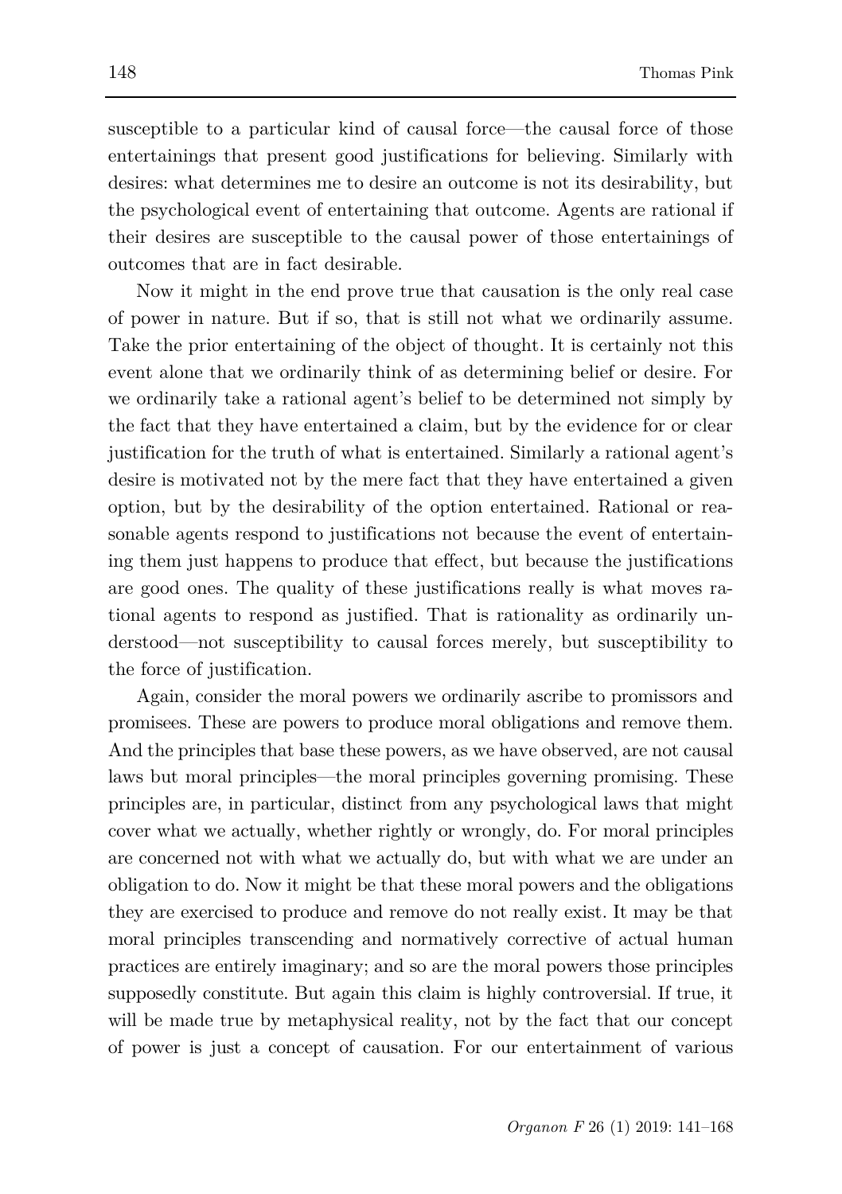susceptible to a particular kind of causal force—the causal force of those entertainings that present good justifications for believing. Similarly with desires: what determines me to desire an outcome is not its desirability, but the psychological event of entertaining that outcome. Agents are rational if their desires are susceptible to the causal power of those entertainings of outcomes that are in fact desirable.

Now it might in the end prove true that causation is the only real case of power in nature. But if so, that is still not what we ordinarily assume. Take the prior entertaining of the object of thought. It is certainly not this event alone that we ordinarily think of as determining belief or desire. For we ordinarily take a rational agent's belief to be determined not simply by the fact that they have entertained a claim, but by the evidence for or clear justification for the truth of what is entertained. Similarly a rational agent's desire is motivated not by the mere fact that they have entertained a given option, but by the desirability of the option entertained. Rational or reasonable agents respond to justifications not because the event of entertaining them just happens to produce that effect, but because the justifications are good ones. The quality of these justifications really is what moves rational agents to respond as justified. That is rationality as ordinarily understood—not susceptibility to causal forces merely, but susceptibility to the force of justification.

Again, consider the moral powers we ordinarily ascribe to promissors and promisees. These are powers to produce moral obligations and remove them. And the principles that base these powers, as we have observed, are not causal laws but moral principles—the moral principles governing promising. These principles are, in particular, distinct from any psychological laws that might cover what we actually, whether rightly or wrongly, do. For moral principles are concerned not with what we actually do, but with what we are under an obligation to do. Now it might be that these moral powers and the obligations they are exercised to produce and remove do not really exist. It may be that moral principles transcending and normatively corrective of actual human practices are entirely imaginary; and so are the moral powers those principles supposedly constitute. But again this claim is highly controversial. If true, it will be made true by metaphysical reality, not by the fact that our concept of power is just a concept of causation. For our entertainment of various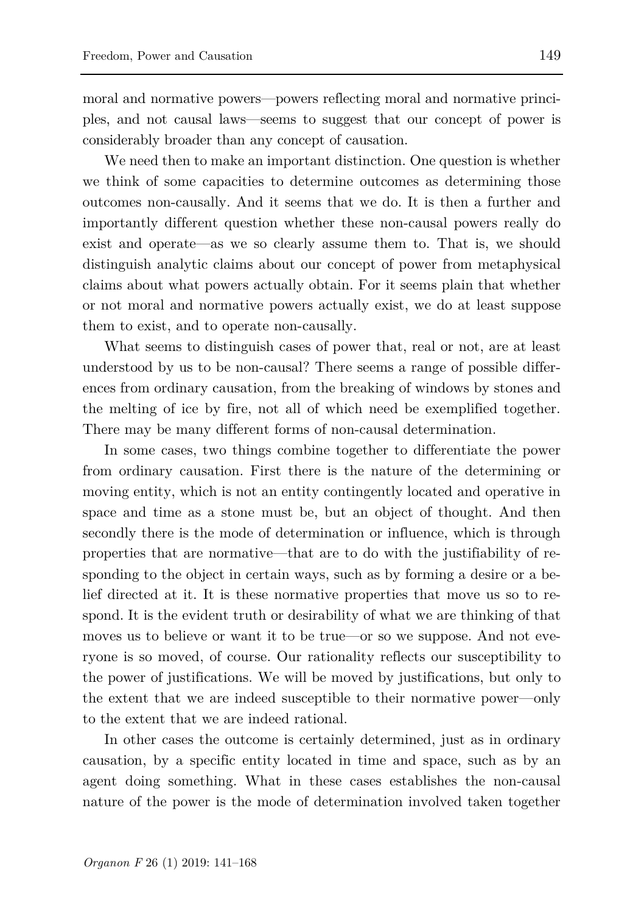moral and normative powers—powers reflecting moral and normative principles, and not causal laws—seems to suggest that our concept of power is considerably broader than any concept of causation.

We need then to make an important distinction. One question is whether we think of some capacities to determine outcomes as determining those outcomes non-causally. And it seems that we do. It is then a further and importantly different question whether these non-causal powers really do exist and operate—as we so clearly assume them to. That is, we should distinguish analytic claims about our concept of power from metaphysical claims about what powers actually obtain. For it seems plain that whether or not moral and normative powers actually exist, we do at least suppose them to exist, and to operate non-causally.

What seems to distinguish cases of power that, real or not, are at least understood by us to be non-causal? There seems a range of possible differences from ordinary causation, from the breaking of windows by stones and the melting of ice by fire, not all of which need be exemplified together. There may be many different forms of non-causal determination.

In some cases, two things combine together to differentiate the power from ordinary causation. First there is the nature of the determining or moving entity, which is not an entity contingently located and operative in space and time as a stone must be, but an object of thought. And then secondly there is the mode of determination or influence, which is through properties that are normative—that are to do with the justifiability of responding to the object in certain ways, such as by forming a desire or a belief directed at it. It is these normative properties that move us so to respond. It is the evident truth or desirability of what we are thinking of that moves us to believe or want it to be true—or so we suppose. And not everyone is so moved, of course. Our rationality reflects our susceptibility to the power of justifications. We will be moved by justifications, but only to the extent that we are indeed susceptible to their normative power—only to the extent that we are indeed rational.

In other cases the outcome is certainly determined, just as in ordinary causation, by a specific entity located in time and space, such as by an agent doing something. What in these cases establishes the non-causal nature of the power is the mode of determination involved taken together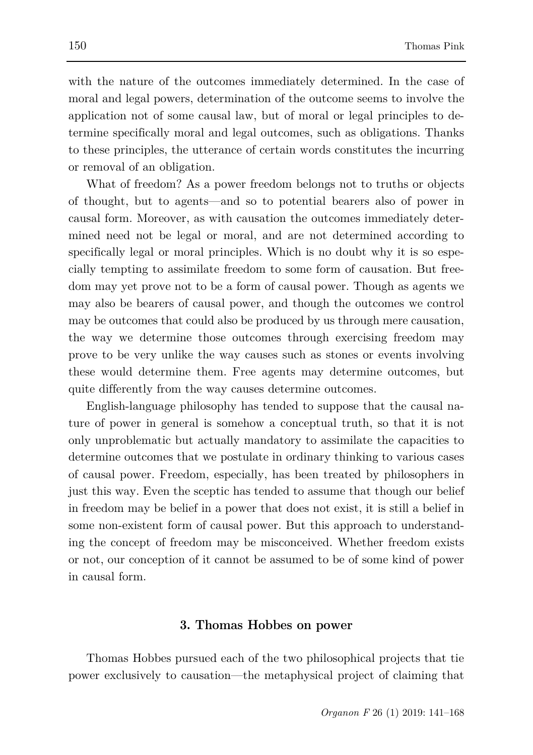with the nature of the outcomes immediately determined. In the case of moral and legal powers, determination of the outcome seems to involve the application not of some causal law, but of moral or legal principles to determine specifically moral and legal outcomes, such as obligations. Thanks to these principles, the utterance of certain words constitutes the incurring or removal of an obligation.

What of freedom? As a power freedom belongs not to truths or objects of thought, but to agents—and so to potential bearers also of power in causal form. Moreover, as with causation the outcomes immediately determined need not be legal or moral, and are not determined according to specifically legal or moral principles. Which is no doubt why it is so especially tempting to assimilate freedom to some form of causation. But freedom may yet prove not to be a form of causal power. Though as agents we may also be bearers of causal power, and though the outcomes we control may be outcomes that could also be produced by us through mere causation, the way we determine those outcomes through exercising freedom may prove to be very unlike the way causes such as stones or events involving these would determine them. Free agents may determine outcomes, but quite differently from the way causes determine outcomes.

English-language philosophy has tended to suppose that the causal nature of power in general is somehow a conceptual truth, so that it is not only unproblematic but actually mandatory to assimilate the capacities to determine outcomes that we postulate in ordinary thinking to various cases of causal power. Freedom, especially, has been treated by philosophers in just this way. Even the sceptic has tended to assume that though our belief in freedom may be belief in a power that does not exist, it is still a belief in some non-existent form of causal power. But this approach to understanding the concept of freedom may be misconceived. Whether freedom exists or not, our conception of it cannot be assumed to be of some kind of power in causal form.

## 3. Thomas Hobbes on power

Thomas Hobbes pursued each of the two philosophical projects that tie power exclusively to causation—the metaphysical project of claiming that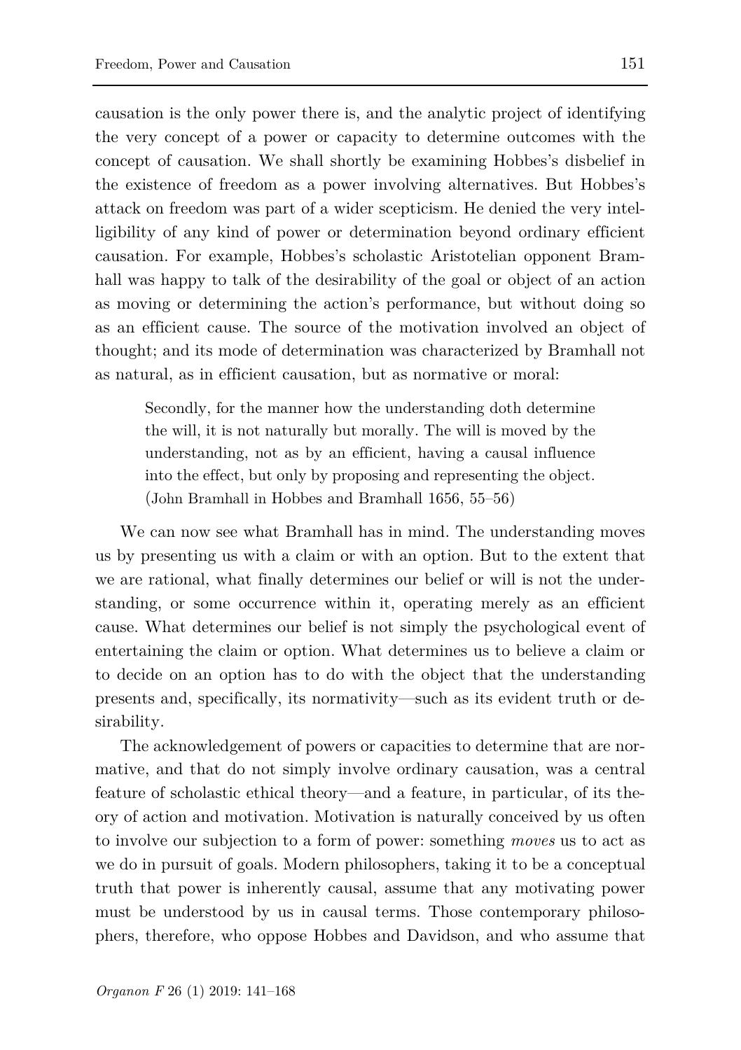causation is the only power there is, and the analytic project of identifying the very concept of a power or capacity to determine outcomes with the concept of causation. We shall shortly be examining Hobbes's disbelief in the existence of freedom as a power involving alternatives. But Hobbes's attack on freedom was part of a wider scepticism. He denied the very intelligibility of any kind of power or determination beyond ordinary efficient causation. For example, Hobbes's scholastic Aristotelian opponent Bramhall was happy to talk of the desirability of the goal or object of an action as moving or determining the action's performance, but without doing so as an efficient cause. The source of the motivation involved an object of thought; and its mode of determination was characterized by Bramhall not as natural, as in efficient causation, but as normative or moral:

> Secondly, for the manner how the understanding doth determine the will, it is not naturally but morally. The will is moved by the understanding, not as by an efficient, having a causal influence into the effect, but only by proposing and representing the object. (John Bramhall in Hobbes and Bramhall 1656, 55–56)

We can now see what Bramhall has in mind. The understanding moves us by presenting us with a claim or with an option. But to the extent that we are rational, what finally determines our belief or will is not the understanding, or some occurrence within it, operating merely as an efficient cause. What determines our belief is not simply the psychological event of entertaining the claim or option. What determines us to believe a claim or to decide on an option has to do with the object that the understanding presents and, specifically, its normativity—such as its evident truth or desirability.

The acknowledgement of powers or capacities to determine that are normative, and that do not simply involve ordinary causation, was a central feature of scholastic ethical theory—and a feature, in particular, of its theory of action and motivation. Motivation is naturally conceived by us often to involve our subjection to a form of power: something *moves* us to act as we do in pursuit of goals. Modern philosophers, taking it to be a conceptual truth that power is inherently causal, assume that any motivating power must be understood by us in causal terms. Those contemporary philosophers, therefore, who oppose Hobbes and Davidson, and who assume that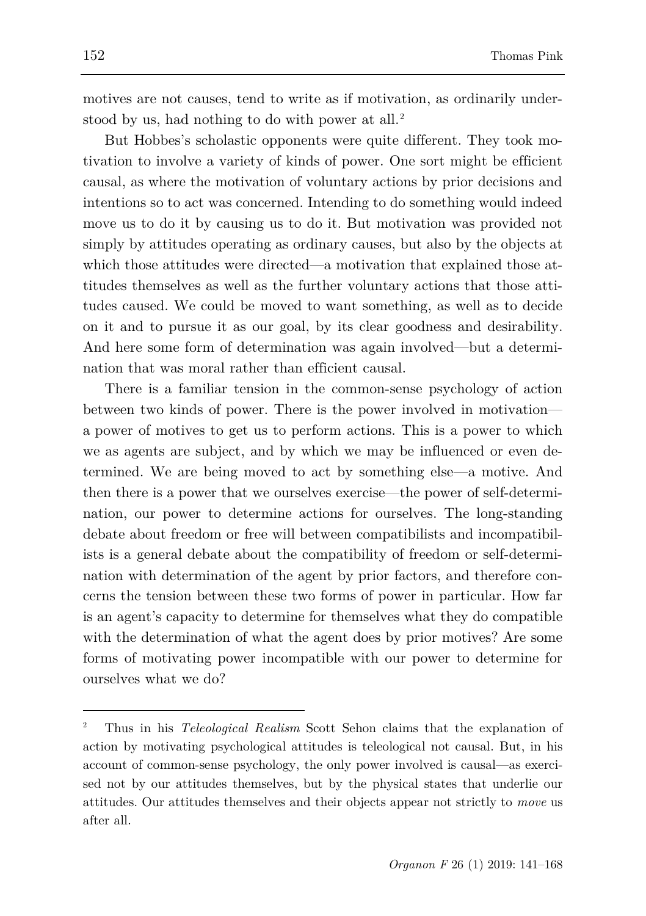motives are not causes, tend to write as if motivation, as ordinarily understood by us, had nothing to do with power at all.[2]

But Hobbes's scholastic opponents were quite different. They took motivation to involve a variety of kinds of power. One sort might be efficient causal, as where the motivation of voluntary actions by prior decisions and intentions so to act was concerned. Intending to do something would indeed move us to do it by causing us to do it. But motivation was provided not simply by attitudes operating as ordinary causes, but also by the objects at which those attitudes were directed—a motivation that explained those attitudes themselves as well as the further voluntary actions that those attitudes caused. We could be moved to want something, as well as to decide on it and to pursue it as our goal, by its clear goodness and desirability. And here some form of determination was again involved—but a determination that was moral rather than efficient causal.

There is a familiar tension in the common-sense psychology of action between two kinds of power. There is the power involved in motivation—a power of motives to get us to perform actions. This is a power to which we as agents are subject, and by which we may be influenced or even determined. We are being moved to act by something else—a motive. And then there is a power that we ourselves exercise—the power of self-determination, our power to determine actions for ourselves. The long-standing debate about freedom or free will between compatibilists and incompatibilists is a general debate about the compatibility of freedom or self-determination with determination of the agent by prior factors, and therefore concerns the tension between these two forms of power in particular. How far is an agent's capacity to determine for themselves what they do compatible with the determination of what the agent does by prior motives? Are some forms of motivating power incompatible with our power to determine for ourselves what we do?

---

[2] Thus in his *Teleological Realism* Scott Sehon claims that the explanation of action by motivating psychological attitudes is teleological not causal. But, in his account of common-sense psychology, the only power involved is causal—as exercised not by our attitudes themselves, but by the physical states that underlie our attitudes. Our attitudes themselves and their objects appear not strictly to *move* us after all.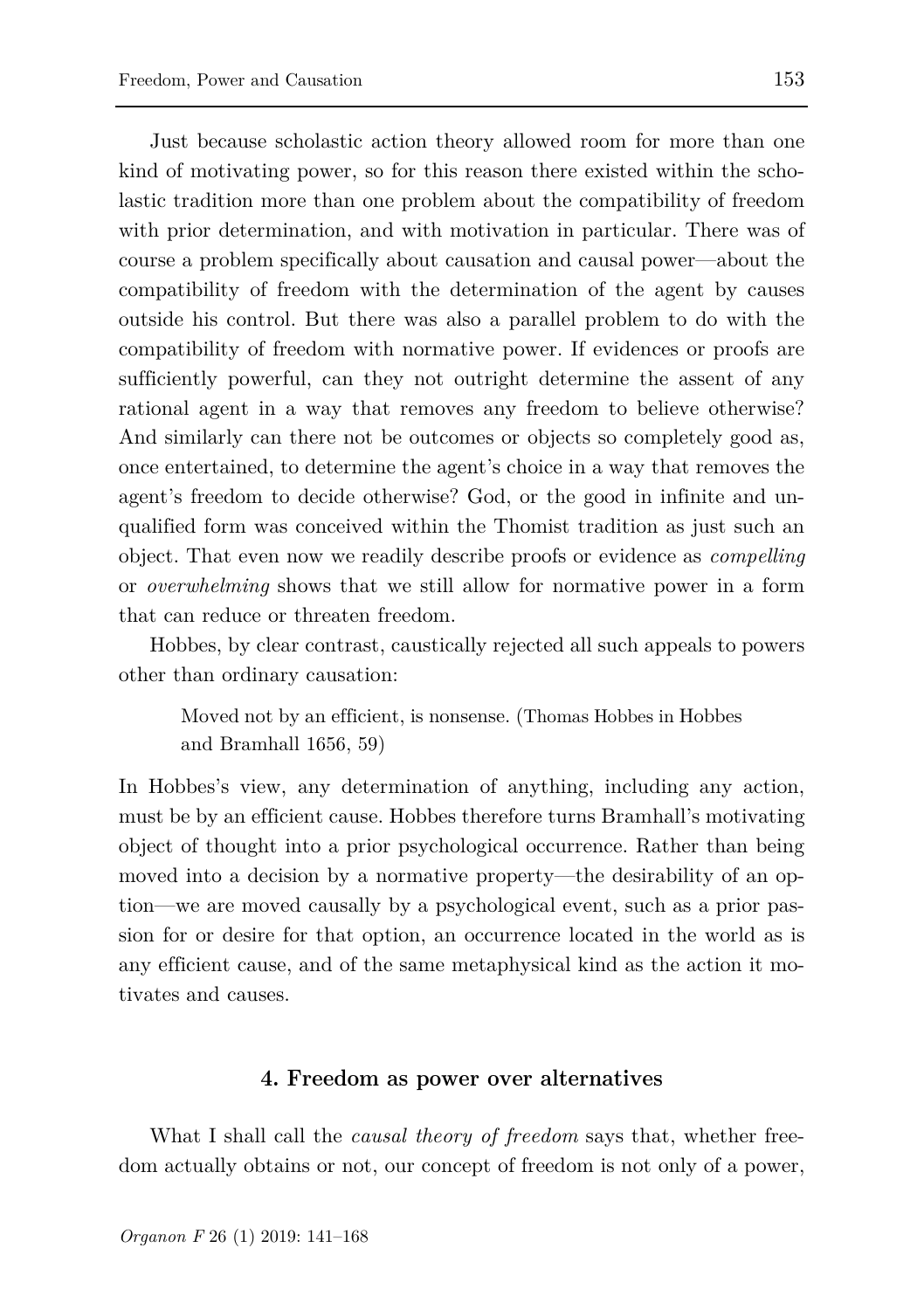Just because scholastic action theory allowed room for more than one kind of motivating power, so for this reason there existed within the scholastic tradition more than one problem about the compatibility of freedom with prior determination, and with motivation in particular. There was of course a problem specifically about causation and causal power—about the compatibility of freedom with the determination of the agent by causes outside his control. But there was also a parallel problem to do with the compatibility of freedom with normative power. If evidences or proofs are sufficiently powerful, can they not outright determine the assent of any rational agent in a way that removes any freedom to believe otherwise? And similarly can there not be outcomes or objects so completely good as, once entertained, to determine the agent's choice in a way that removes the agent's freedom to decide otherwise? God, or the good in infinite and unqualified form was conceived within the Thomist tradition as just such an object. That even now we readily describe proofs or evidence as *compelling* or *overwhelming* shows that we still allow for normative power in a form that can reduce or threaten freedom.

Hobbes, by clear contrast, caustically rejected all such appeals to powers other than ordinary causation:

> Moved not by an efficient, is nonsense. (Thomas Hobbes in Hobbes and Bramhall 1656, 59)

In Hobbes's view, any determination of anything, including any action, must be by an efficient cause. Hobbes therefore turns Bramhall's motivating object of thought into a prior psychological occurrence. Rather than being moved into a decision by a normative property—the desirability of an option—we are moved causally by a psychological event, such as a prior passion for or desire for that option, an occurrence located in the world as is any efficient cause, and of the same metaphysical kind as the action it motivates and causes.

## 4. Freedom as power over alternatives

What I shall call the *causal theory of freedom* says that, whether freedom actually obtains or not, our concept of freedom is not only of a power,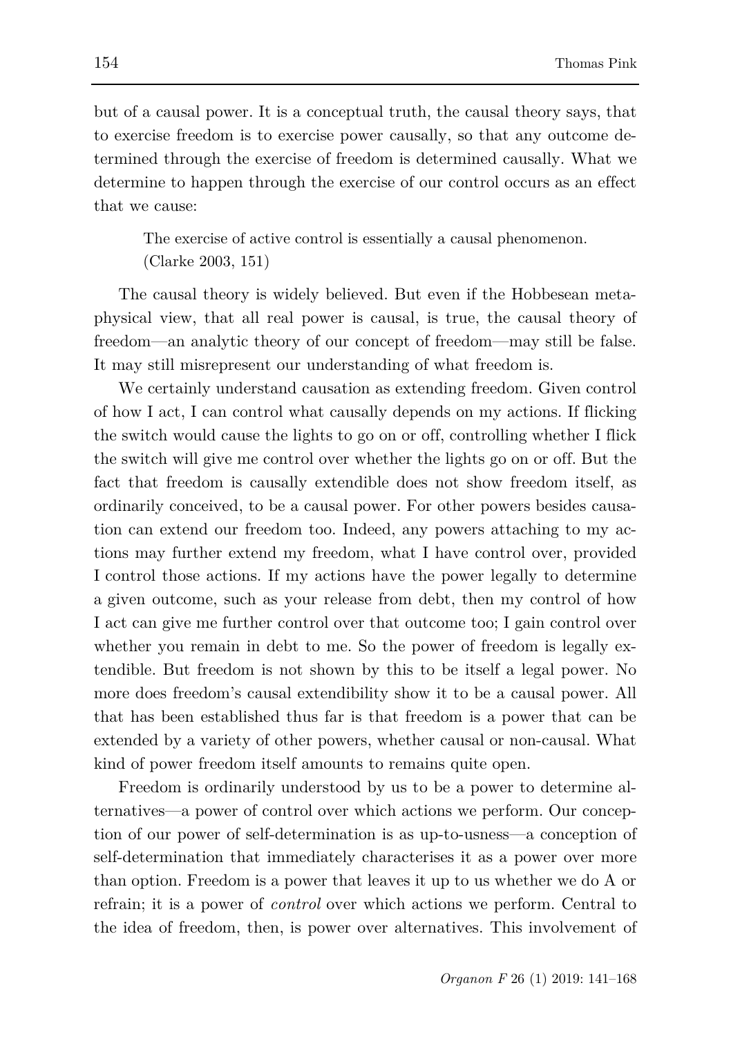but of a causal power. It is a conceptual truth, the causal theory says, that to exercise freedom is to exercise power causally, so that any outcome determined through the exercise of freedom is determined causally. What we determine to happen through the exercise of our control occurs as an effect that we cause:

> The exercise of active control is essentially a causal phenomenon. (Clarke 2003, 151)

The causal theory is widely believed. But even if the Hobbesean metaphysical view, that all real power is causal, is true, the causal theory of freedom—an analytic theory of our concept of freedom—may still be false. It may still misrepresent our understanding of what freedom is.

We certainly understand causation as extending freedom. Given control of how I act, I can control what causally depends on my actions. If flicking the switch would cause the lights to go on or off, controlling whether I flick the switch will give me control over whether the lights go on or off. But the fact that freedom is causally extendible does not show freedom itself, as ordinarily conceived, to be a causal power. For other powers besides causation can extend our freedom too. Indeed, any powers attaching to my actions may further extend my freedom, what I have control over, provided I control those actions. If my actions have the power legally to determine a given outcome, such as your release from debt, then my control of how I act can give me further control over that outcome too; I gain control over whether you remain in debt to me. So the power of freedom is legally extendible. But freedom is not shown by this to be itself a legal power. No more does freedom's causal extendibility show it to be a causal power. All that has been established thus far is that freedom is a power that can be extended by a variety of other powers, whether causal or non-causal. What kind of power freedom itself amounts to remains quite open.

Freedom is ordinarily understood by us to be a power to determine alternatives—a power of control over which actions we perform. Our conception of our power of self-determination is as up-to-usness—a conception of self-determination that immediately characterises it as a power over more than option. Freedom is a power that leaves it up to us whether we do A or refrain; it is a power of *control* over which actions we perform. Central to the idea of freedom, then, is power over alternatives. This involvement of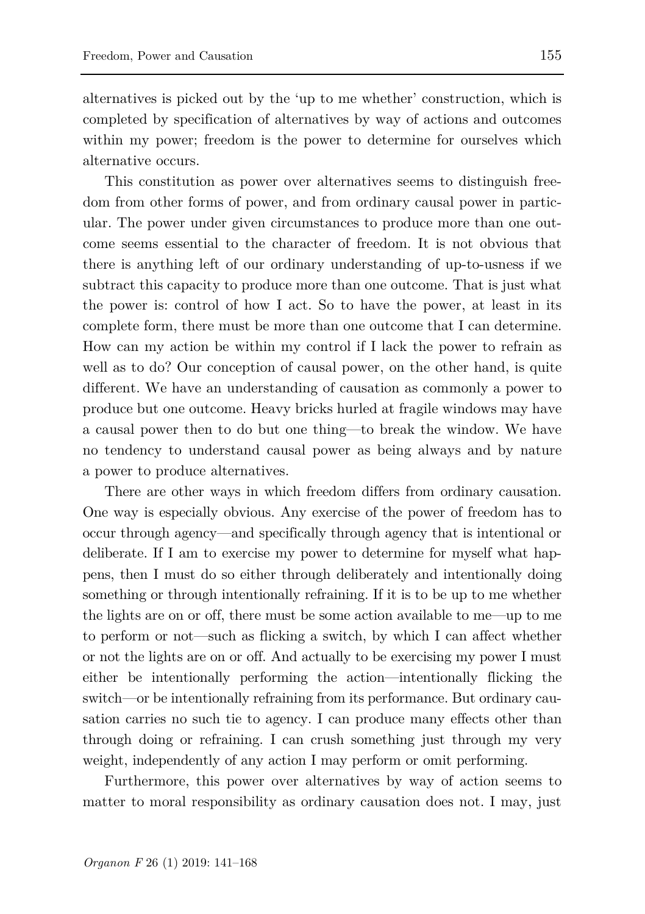alternatives is picked out by the 'up to me whether' construction, which is completed by specification of alternatives by way of actions and outcomes within my power; freedom is the power to determine for ourselves which alternative occurs.

This constitution as power over alternatives seems to distinguish freedom from other forms of power, and from ordinary causal power in particular. The power under given circumstances to produce more than one outcome seems essential to the character of freedom. It is not obvious that there is anything left of our ordinary understanding of up-to-usness if we subtract this capacity to produce more than one outcome. That is just what the power is: control of how I act. So to have the power, at least in its complete form, there must be more than one outcome that I can determine. How can my action be within my control if I lack the power to refrain as well as to do? Our conception of causal power, on the other hand, is quite different. We have an understanding of causation as commonly a power to produce but one outcome. Heavy bricks hurled at fragile windows may have a causal power then to do but one thing—to break the window. We have no tendency to understand causal power as being always and by nature a power to produce alternatives.

There are other ways in which freedom differs from ordinary causation. One way is especially obvious. Any exercise of the power of freedom has to occur through agency—and specifically through agency that is intentional or deliberate. If I am to exercise my power to determine for myself what happens, then I must do so either through deliberately and intentionally doing something or through intentionally refraining. If it is to be up to me whether the lights are on or off, there must be some action available to me—up to me to perform or not—such as flicking a switch, by which I can affect whether or not the lights are on or off. And actually to be exercising my power I must either be intentionally performing the action—intentionally flicking the switch—or be intentionally refraining from its performance. But ordinary causation carries no such tie to agency. I can produce many effects other than through doing or refraining. I can crush something just through my very weight, independently of any action I may perform or omit performing.

Furthermore, this power over alternatives by way of action seems to matter to moral responsibility as ordinary causation does not. I may, just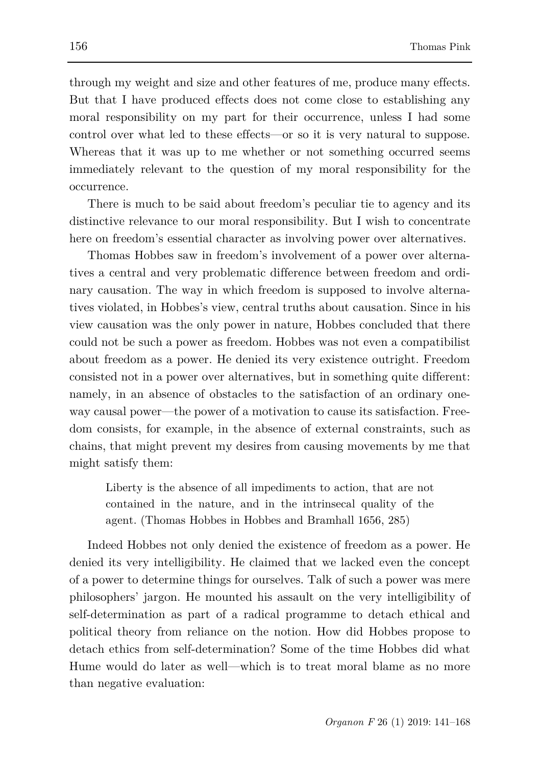through my weight and size and other features of me, produce many effects. But that I have produced effects does not come close to establishing any moral responsibility on my part for their occurrence, unless I had some control over what led to these effects—or so it is very natural to suppose. Whereas that it was up to me whether or not something occurred seems immediately relevant to the question of my moral responsibility for the occurrence.

There is much to be said about freedom's peculiar tie to agency and its distinctive relevance to our moral responsibility. But I wish to concentrate here on freedom's essential character as involving power over alternatives.

Thomas Hobbes saw in freedom's involvement of a power over alternatives a central and very problematic difference between freedom and ordinary causation. The way in which freedom is supposed to involve alternatives violated, in Hobbes's view, central truths about causation. Since in his view causation was the only power in nature, Hobbes concluded that there could not be such a power as freedom. Hobbes was not even a compatibilist about freedom as a power. He denied its very existence outright. Freedom consisted not in a power over alternatives, but in something quite different: namely, in an absence of obstacles to the satisfaction of an ordinary one-way causal power—the power of a motivation to cause its satisfaction. Freedom consists, for example, in the absence of external constraints, such as chains, that might prevent my desires from causing movements by me that might satisfy them:

> Liberty is the absence of all impediments to action, that are not contained in the nature, and in the intrinsecal quality of the agent. (Thomas Hobbes in Hobbes and Bramhall 1656, 285)

Indeed Hobbes not only denied the existence of freedom as a power. He denied its very intelligibility. He claimed that we lacked even the concept of a power to determine things for ourselves. Talk of such a power was mere philosophers' jargon. He mounted his assault on the very intelligibility of self-determination as part of a radical programme to detach ethical and political theory from reliance on the notion. How did Hobbes propose to detach ethics from self-determination? Some of the time Hobbes did what Hume would do later as well—which is to treat moral blame as no more than negative evaluation: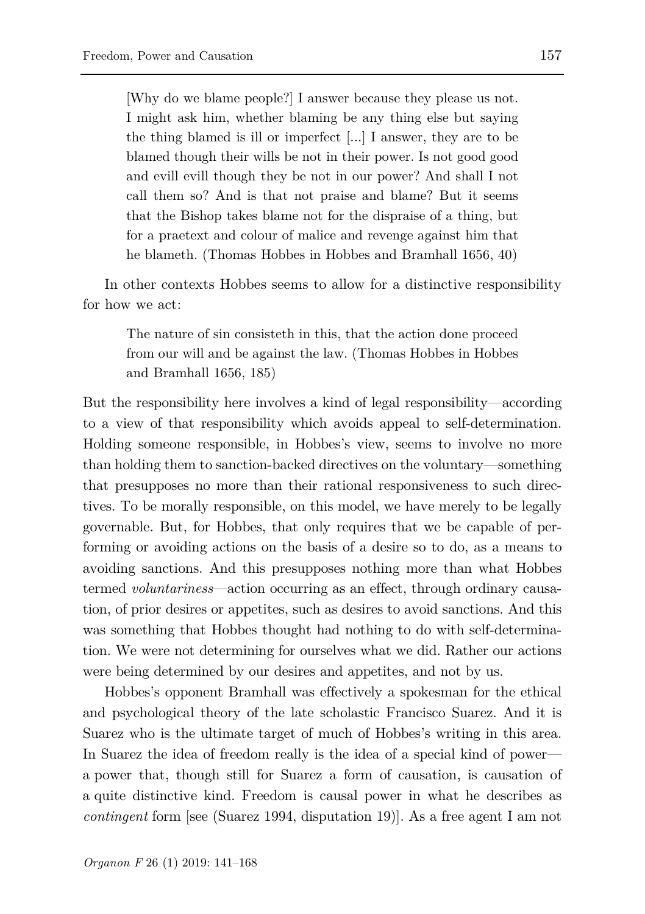> [Why do we blame people?] I answer because they please us not. I might ask him, whether blaming be any thing else but saying the thing blamed is ill or imperfect [...] I answer, they are to be blamed though their wills be not in their power. Is not good good and evill evill though they be not in our power? And shall I not call them so? And is that not praise and blame? But it seems that the Bishop takes blame not for the dispraise of a thing, but for a praetext and colour of malice and revenge against him that he blameth. (Thomas Hobbes in Hobbes and Bramhall 1656, 40)

In other contexts Hobbes seems to allow for a distinctive responsibility for how we act:

> The nature of sin consisteth in this, that the action done proceed from our will and be against the law. (Thomas Hobbes in Hobbes and Bramhall 1656, 185)

But the responsibility here involves a kind of legal responsibility—according to a view of that responsibility which avoids appeal to self-determination. Holding someone responsible, in Hobbes's view, seems to involve no more than holding them to sanction-backed directives on the voluntary—something that presupposes no more than their rational responsiveness to such directives. To be morally responsible, on this model, we have merely to be legally governable. But, for Hobbes, that only requires that we be capable of performing or avoiding actions on the basis of a desire so to do, as a means to avoiding sanctions. And this presupposes nothing more than what Hobbes termed *voluntariness*—action occurring as an effect, through ordinary causation, of prior desires or appetites, such as desires to avoid sanctions. And this was something that Hobbes thought had nothing to do with self-determination. We were not determining for ourselves what we did. Rather our actions were being determined by our desires and appetites, and not by us.

Hobbes's opponent Bramhall was effectively a spokesman for the ethical and psychological theory of the late scholastic Francisco Suarez. And it is Suarez who is the ultimate target of much of Hobbes's writing in this area. In Suarez the idea of freedom really is the idea of a special kind of power—a power that, though still for Suarez a form of causation, is causation of a quite distinctive kind. Freedom is causal power in what he describes as *contingent* form [see (Suarez 1994, disputation 19)]. As a free agent I am not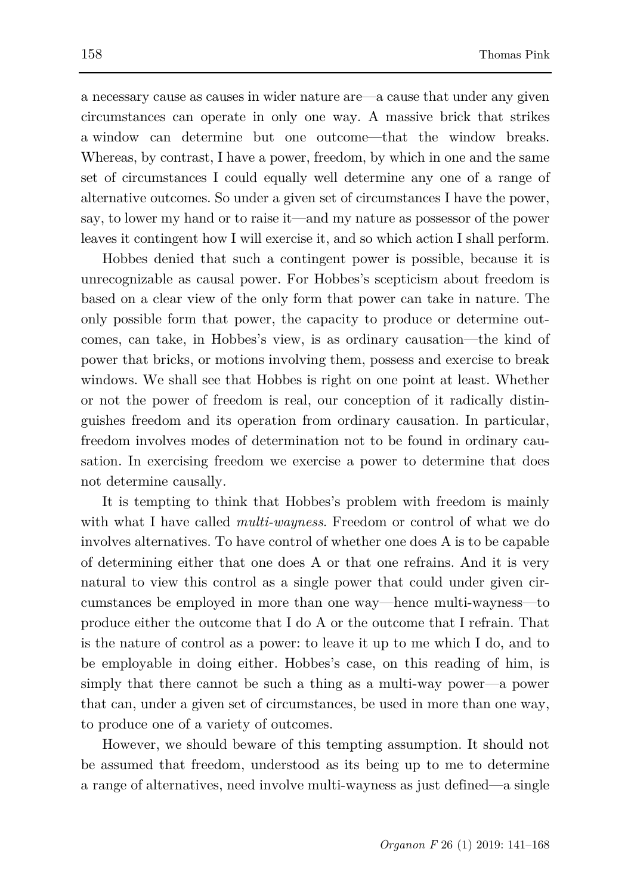a necessary cause as causes in wider nature are—a cause that under any given circumstances can operate in only one way. A massive brick that strikes a window can determine but one outcome—that the window breaks. Whereas, by contrast, I have a power, freedom, by which in one and the same set of circumstances I could equally well determine any one of a range of alternative outcomes. So under a given set of circumstances I have the power, say, to lower my hand or to raise it—and my nature as possessor of the power leaves it contingent how I will exercise it, and so which action I shall perform.

Hobbes denied that such a contingent power is possible, because it is unrecognizable as causal power. For Hobbes's scepticism about freedom is based on a clear view of the only form that power can take in nature. The only possible form that power, the capacity to produce or determine outcomes, can take, in Hobbes's view, is as ordinary causation—the kind of power that bricks, or motions involving them, possess and exercise to break windows. We shall see that Hobbes is right on one point at least. Whether or not the power of freedom is real, our conception of it radically distinguishes freedom and its operation from ordinary causation. In particular, freedom involves modes of determination not to be found in ordinary causation. In exercising freedom we exercise a power to determine that does not determine causally.

It is tempting to think that Hobbes's problem with freedom is mainly with what I have called *multi-wayness*. Freedom or control of what we do involves alternatives. To have control of whether one does A is to be capable of determining either that one does A or that one refrains. And it is very natural to view this control as a single power that could under given circumstances be employed in more than one way—hence multi-wayness—to produce either the outcome that I do A or the outcome that I refrain. That is the nature of control as a power: to leave it up to me which I do, and to be employable in doing either. Hobbes's case, on this reading of him, is simply that there cannot be such a thing as a multi-way power—a power that can, under a given set of circumstances, be used in more than one way, to produce one of a variety of outcomes.

However, we should beware of this tempting assumption. It should not be assumed that freedom, understood as its being up to me to determine a range of alternatives, need involve multi-wayness as just defined—a single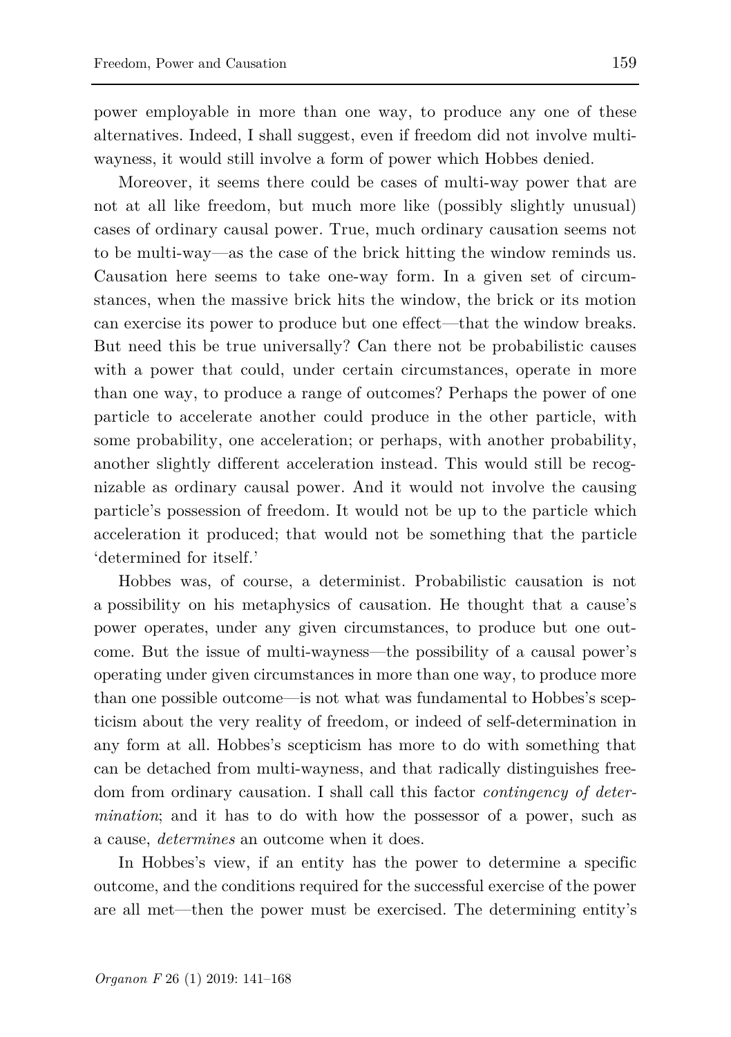power employable in more than one way, to produce any one of these alternatives. Indeed, I shall suggest, even if freedom did not involve multi-wayness, it would still involve a form of power which Hobbes denied.

Moreover, it seems there could be cases of multi-way power that are not at all like freedom, but much more like (possibly slightly unusual) cases of ordinary causal power. True, much ordinary causation seems not to be multi-way—as the case of the brick hitting the window reminds us. Causation here seems to take one-way form. In a given set of circumstances, when the massive brick hits the window, the brick or its motion can exercise its power to produce but one effect—that the window breaks. But need this be true universally? Can there not be probabilistic causes with a power that could, under certain circumstances, operate in more than one way, to produce a range of outcomes? Perhaps the power of one particle to accelerate another could produce in the other particle, with some probability, one acceleration; or perhaps, with another probability, another slightly different acceleration instead. This would still be recognizable as ordinary causal power. And it would not involve the causing particle's possession of freedom. It would not be up to the particle which acceleration it produced; that would not be something that the particle 'determined for itself.'

Hobbes was, of course, a determinist. Probabilistic causation is not a possibility on his metaphysics of causation. He thought that a cause's power operates, under any given circumstances, to produce but one outcome. But the issue of multi-wayness—the possibility of a causal power's operating under given circumstances in more than one way, to produce more than one possible outcome—is not what was fundamental to Hobbes's scepticism about the very reality of freedom, or indeed of self-determination in any form at all. Hobbes's scepticism has more to do with something that can be detached from multi-wayness, and that radically distinguishes freedom from ordinary causation. I shall call this factor *contingency of determination*; and it has to do with how the possessor of a power, such as a cause, *determines* an outcome when it does.

In Hobbes's view, if an entity has the power to determine a specific outcome, and the conditions required for the successful exercise of the power are all met—then the power must be exercised. The determining entity's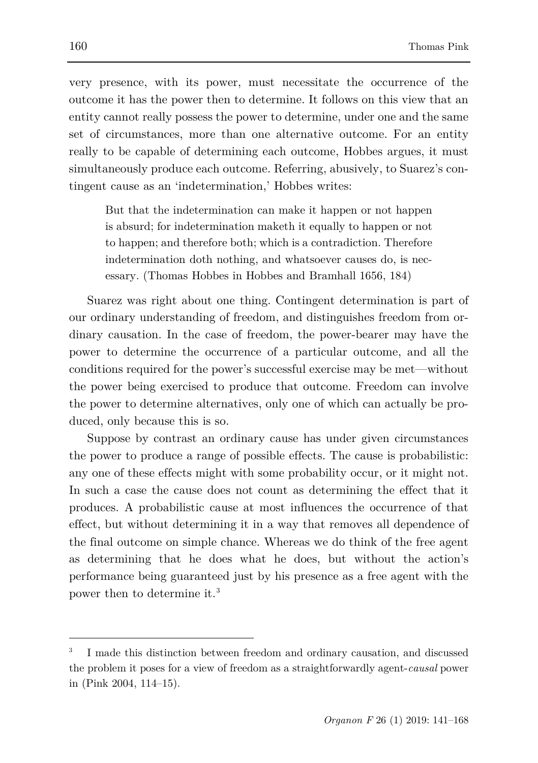very presence, with its power, must necessitate the occurrence of the outcome it has the power then to determine. It follows on this view that an entity cannot really possess the power to determine, under one and the same set of circumstances, more than one alternative outcome. For an entity really to be capable of determining each outcome, Hobbes argues, it must simultaneously produce each outcome. Referring, abusively, to Suarez's contingent cause as an 'indetermination,' Hobbes writes:

> But that the indetermination can make it happen or not happen is absurd; for indetermination maketh it equally to happen or not to happen; and therefore both; which is a contradiction. Therefore indetermination doth nothing, and whatsoever causes do, is necessary. (Thomas Hobbes in Hobbes and Bramhall 1656, 184)

Suarez was right about one thing. Contingent determination is part of our ordinary understanding of freedom, and distinguishes freedom from ordinary causation. In the case of freedom, the power-bearer may have the power to determine the occurrence of a particular outcome, and all the conditions required for the power's successful exercise may be met—without the power being exercised to produce that outcome. Freedom can involve the power to determine alternatives, only one of which can actually be produced, only because this is so.

Suppose by contrast an ordinary cause has under given circumstances the power to produce a range of possible effects. The cause is probabilistic: any one of these effects might with some probability occur, or it might not. In such a case the cause does not count as determining the effect that it produces. A probabilistic cause at most influences the occurrence of that effect, but without determining it in a way that removes all dependence of the final outcome on simple chance. Whereas we do think of the free agent as determining that he does what he does, but without the action's performance being guaranteed just by his presence as a free agent with the power then to determine it.[3]

---

[3] I made this distinction between freedom and ordinary causation, and discussed the problem it poses for a view of freedom as a straightforwardly agent-*causal* power in (Pink 2004, 114–15).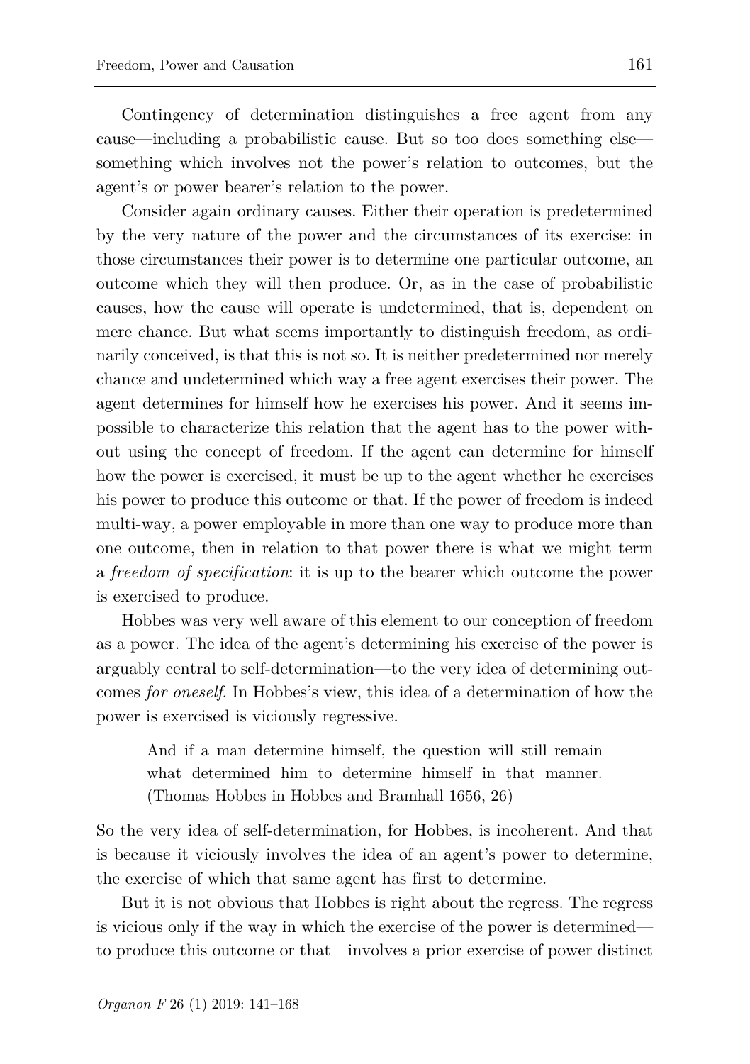Contingency of determination distinguishes a free agent from any cause—including a probabilistic cause. But so too does something else—something which involves not the power's relation to outcomes, but the agent's or power bearer's relation to the power.

Consider again ordinary causes. Either their operation is predetermined by the very nature of the power and the circumstances of its exercise: in those circumstances their power is to determine one particular outcome, an outcome which they will then produce. Or, as in the case of probabilistic causes, how the cause will operate is undetermined, that is, dependent on mere chance. But what seems importantly to distinguish freedom, as ordinarily conceived, is that this is not so. It is neither predetermined nor merely chance and undetermined which way a free agent exercises their power. The agent determines for himself how he exercises his power. And it seems impossible to characterize this relation that the agent has to the power without using the concept of freedom. If the agent can determine for himself how the power is exercised, it must be up to the agent whether he exercises his power to produce this outcome or that. If the power of freedom is indeed multi-way, a power employable in more than one way to produce more than one outcome, then in relation to that power there is what we might term a *freedom of specification*: it is up to the bearer which outcome the power is exercised to produce.

Hobbes was very well aware of this element to our conception of freedom as a power. The idea of the agent's determining his exercise of the power is arguably central to self-determination—to the very idea of determining outcomes *for oneself*. In Hobbes's view, this idea of a determination of how the power is exercised is viciously regressive.

> And if a man determine himself, the question will still remain what determined him to determine himself in that manner. (Thomas Hobbes in Hobbes and Bramhall 1656, 26)

So the very idea of self-determination, for Hobbes, is incoherent. And that is because it viciously involves the idea of an agent's power to determine, the exercise of which that same agent has first to determine.

But it is not obvious that Hobbes is right about the regress. The regress is vicious only if the way in which the exercise of the power is determined—to produce this outcome or that—involves a prior exercise of power distinct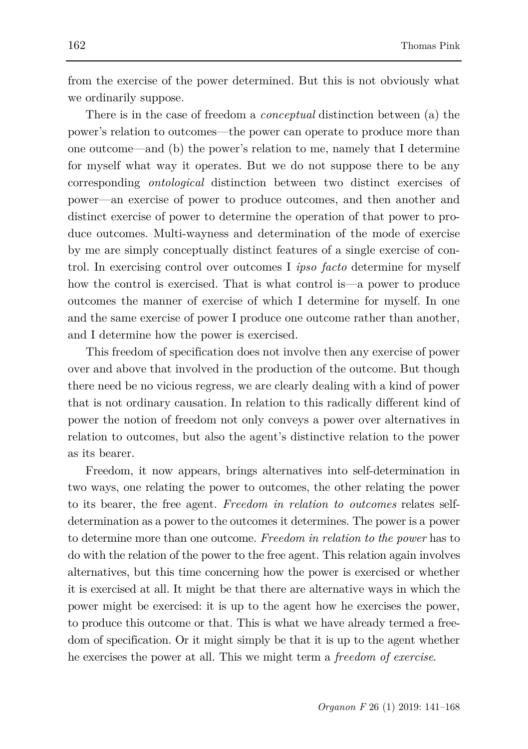from the exercise of the power determined. But this is not obviously what we ordinarily suppose.

There is in the case of freedom a *conceptual* distinction between (a) the power's relation to outcomes—the power can operate to produce more than one outcome—and (b) the power's relation to me, namely that I determine for myself what way it operates. But we do not suppose there to be any corresponding *ontological* distinction between two distinct exercises of power—an exercise of power to produce outcomes, and then another and distinct exercise of power to determine the operation of that power to produce outcomes. Multi-wayness and determination of the mode of exercise by me are simply conceptually distinct features of a single exercise of control. In exercising control over outcomes I *ipso facto* determine for myself how the control is exercised. That is what control is—a power to produce outcomes the manner of exercise of which I determine for myself. In one and the same exercise of power I produce one outcome rather than another, and I determine how the power is exercised.

This freedom of specification does not involve then any exercise of power over and above that involved in the production of the outcome. But though there need be no vicious regress, we are clearly dealing with a kind of power that is not ordinary causation. In relation to this radically different kind of power the notion of freedom not only conveys a power over alternatives in relation to outcomes, but also the agent's distinctive relation to the power as its bearer.

Freedom, it now appears, brings alternatives into self-determination in two ways, one relating the power to outcomes, the other relating the power to its bearer, the free agent. *Freedom in relation to outcomes* relates self-determination as a power to the outcomes it determines. The power is a power to determine more than one outcome. *Freedom in relation to the power* has to do with the relation of the power to the free agent. This relation again involves alternatives, but this time concerning how the power is exercised or whether it is exercised at all. It might be that there are alternative ways in which the power might be exercised: it is up to the agent how he exercises the power, to produce this outcome or that. This is what we have already termed a freedom of specification. Or it might simply be that it is up to the agent whether he exercises the power at all. This we might term a *freedom of exercise*.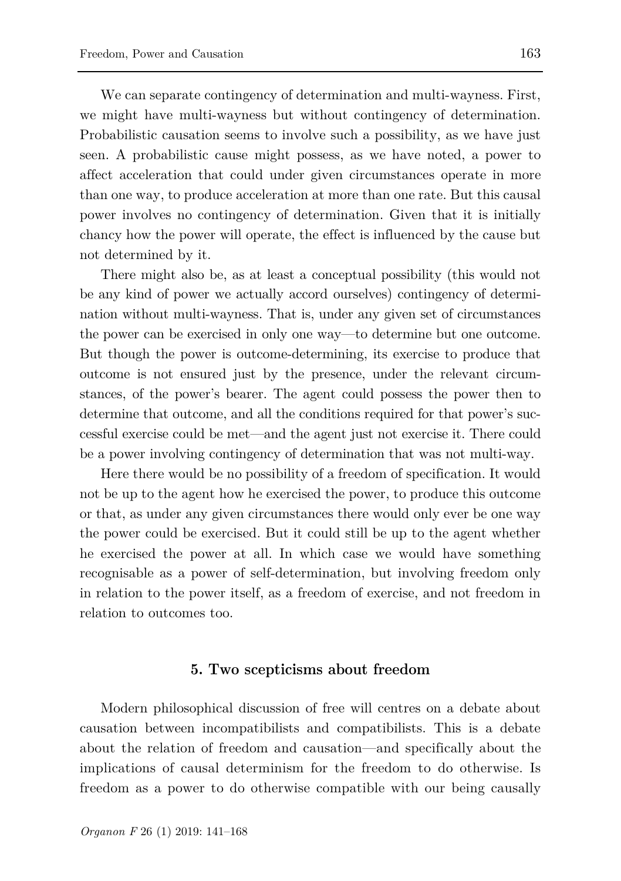We can separate contingency of determination and multi-wayness. First, we might have multi-wayness but without contingency of determination. Probabilistic causation seems to involve such a possibility, as we have just seen. A probabilistic cause might possess, as we have noted, a power to affect acceleration that could under given circumstances operate in more than one way, to produce acceleration at more than one rate. But this causal power involves no contingency of determination. Given that it is initially chancy how the power will operate, the effect is influenced by the cause but not determined by it.

There might also be, as at least a conceptual possibility (this would not be any kind of power we actually accord ourselves) contingency of determination without multi-wayness. That is, under any given set of circumstances the power can be exercised in only one way—to determine but one outcome. But though the power is outcome-determining, its exercise to produce that outcome is not ensured just by the presence, under the relevant circumstances, of the power's bearer. The agent could possess the power then to determine that outcome, and all the conditions required for that power's successful exercise could be met—and the agent just not exercise it. There could be a power involving contingency of determination that was not multi-way.

Here there would be no possibility of a freedom of specification. It would not be up to the agent how he exercised the power, to produce this outcome or that, as under any given circumstances there would only ever be one way the power could be exercised. But it could still be up to the agent whether he exercised the power at all. In which case we would have something recognisable as a power of self-determination, but involving freedom only in relation to the power itself, as a freedom of exercise, and not freedom in relation to outcomes too.

## 5. Two scepticisms about freedom

Modern philosophical discussion of free will centres on a debate about causation between incompatibilists and compatibilists. This is a debate about the relation of freedom and causation—and specifically about the implications of causal determinism for the freedom to do otherwise. Is freedom as a power to do otherwise compatible with our being causally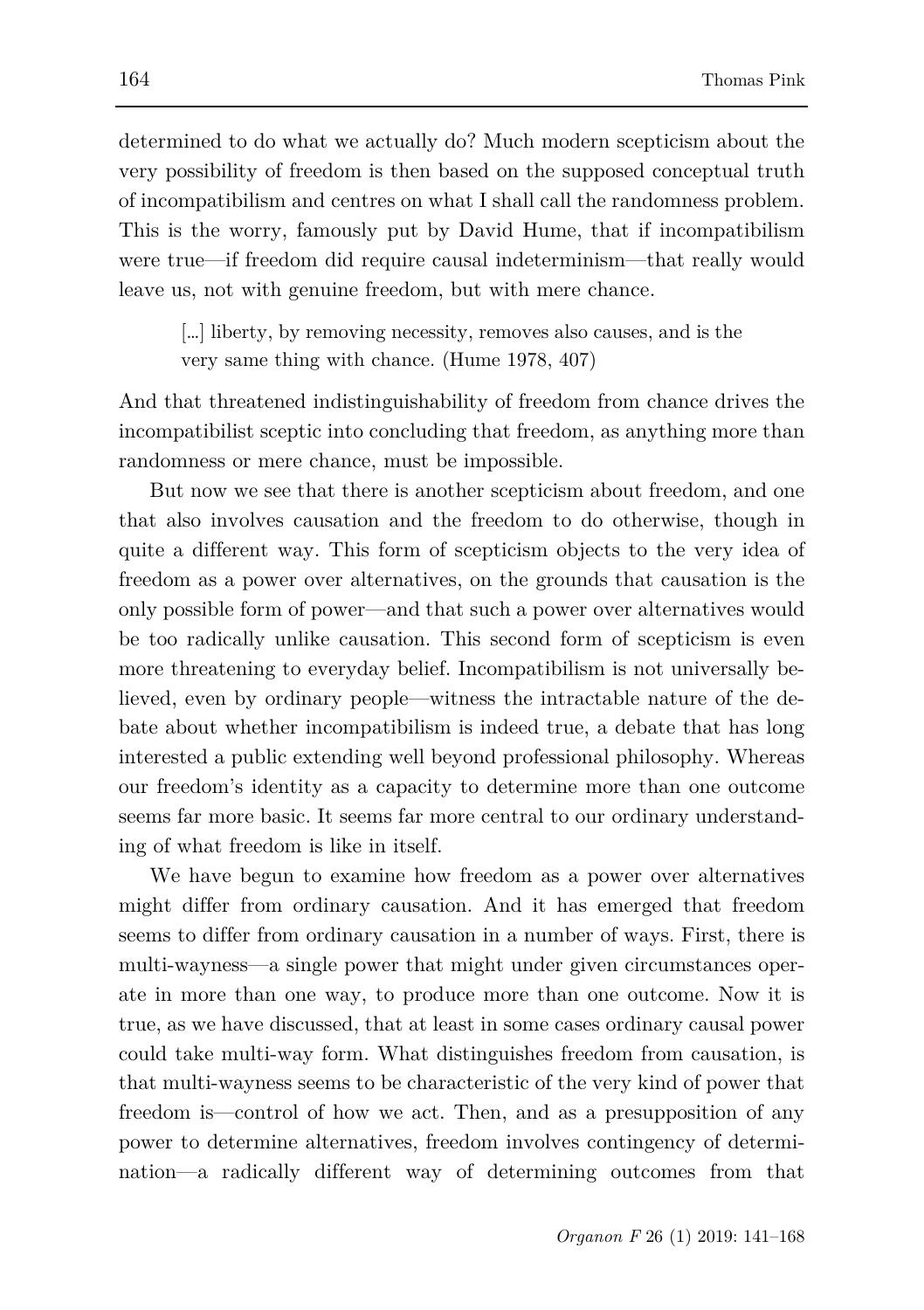determined to do what we actually do? Much modern scepticism about the very possibility of freedom is then based on the supposed conceptual truth of incompatibilism and centres on what I shall call the randomness problem. This is the worry, famously put by David Hume, that if incompatibilism were true—if freedom did require causal indeterminism—that really would leave us, not with genuine freedom, but with mere chance.

> […] liberty, by removing necessity, removes also causes, and is the very same thing with chance. (Hume 1978, 407)

And that threatened indistinguishability of freedom from chance drives the incompatibilist sceptic into concluding that freedom, as anything more than randomness or mere chance, must be impossible.

But now we see that there is another scepticism about freedom, and one that also involves causation and the freedom to do otherwise, though in quite a different way. This form of scepticism objects to the very idea of freedom as a power over alternatives, on the grounds that causation is the only possible form of power—and that such a power over alternatives would be too radically unlike causation. This second form of scepticism is even more threatening to everyday belief. Incompatibilism is not universally believed, even by ordinary people—witness the intractable nature of the debate about whether incompatibilism is indeed true, a debate that has long interested a public extending well beyond professional philosophy. Whereas our freedom's identity as a capacity to determine more than one outcome seems far more basic. It seems far more central to our ordinary understanding of what freedom is like in itself.

We have begun to examine how freedom as a power over alternatives might differ from ordinary causation. And it has emerged that freedom seems to differ from ordinary causation in a number of ways. First, there is multi-wayness—a single power that might under given circumstances operate in more than one way, to produce more than one outcome. Now it is true, as we have discussed, that at least in some cases ordinary causal power could take multi-way form. What distinguishes freedom from causation, is that multi-wayness seems to be characteristic of the very kind of power that freedom is—control of how we act. Then, and as a presupposition of any power to determine alternatives, freedom involves contingency of determination—a radically different way of determining outcomes from that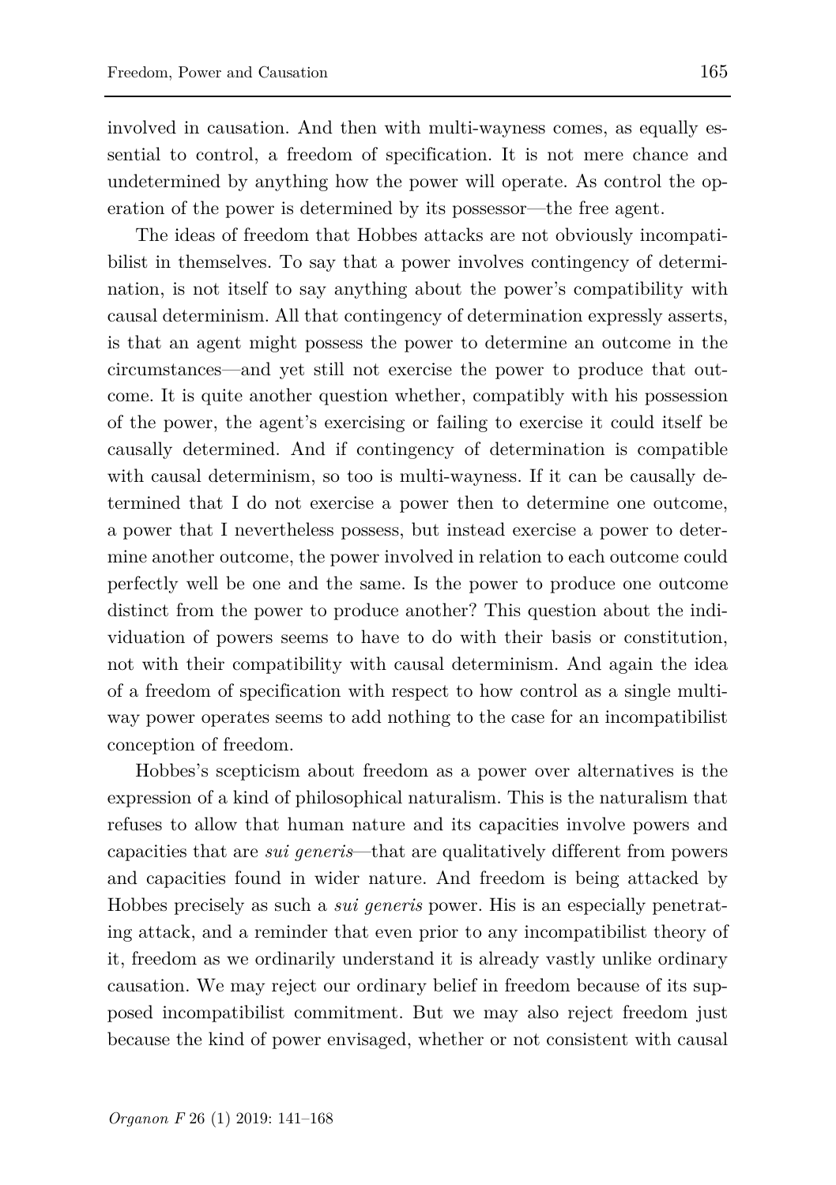involved in causation. And then with multi-wayness comes, as equally essential to control, a freedom of specification. It is not mere chance and undetermined by anything how the power will operate. As control the operation of the power is determined by its possessor—the free agent.

The ideas of freedom that Hobbes attacks are not obviously incompatibilist in themselves. To say that a power involves contingency of determination, is not itself to say anything about the power's compatibility with causal determinism. All that contingency of determination expressly asserts, is that an agent might possess the power to determine an outcome in the circumstances—and yet still not exercise the power to produce that outcome. It is quite another question whether, compatibly with his possession of the power, the agent's exercising or failing to exercise it could itself be causally determined. And if contingency of determination is compatible with causal determinism, so too is multi-wayness. If it can be causally determined that I do not exercise a power then to determine one outcome, a power that I nevertheless possess, but instead exercise a power to determine another outcome, the power involved in relation to each outcome could perfectly well be one and the same. Is the power to produce one outcome distinct from the power to produce another? This question about the individuation of powers seems to have to do with their basis or constitution, not with their compatibility with causal determinism. And again the idea of a freedom of specification with respect to how control as a single multi-way power operates seems to add nothing to the case for an incompatibilist conception of freedom.

Hobbes's scepticism about freedom as a power over alternatives is the expression of a kind of philosophical naturalism. This is the naturalism that refuses to allow that human nature and its capacities involve powers and capacities that are *sui generis*—that are qualitatively different from powers and capacities found in wider nature. And freedom is being attacked by Hobbes precisely as such a *sui generis* power. His is an especially penetrating attack, and a reminder that even prior to any incompatibilist theory of it, freedom as we ordinarily understand it is already vastly unlike ordinary causation. We may reject our ordinary belief in freedom because of its supposed incompatibilist commitment. But we may also reject freedom just because the kind of power envisaged, whether or not consistent with causal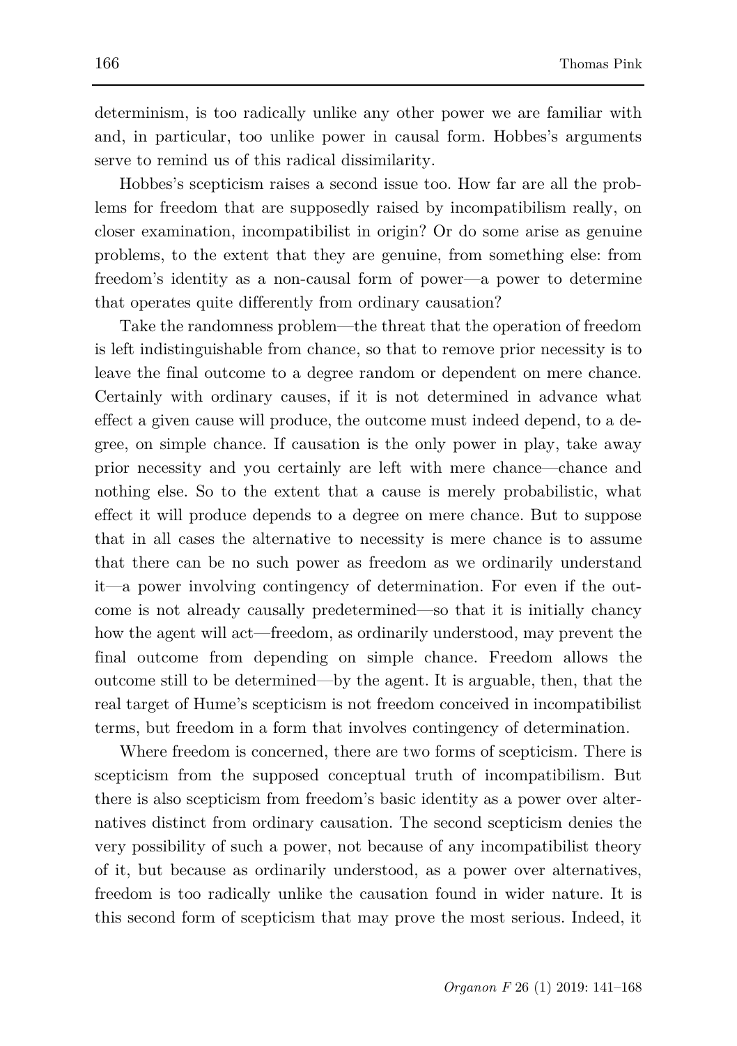determinism, is too radically unlike any other power we are familiar with and, in particular, too unlike power in causal form. Hobbes's arguments serve to remind us of this radical dissimilarity.

Hobbes's scepticism raises a second issue too. How far are all the problems for freedom that are supposedly raised by incompatibilism really, on closer examination, incompatibilist in origin? Or do some arise as genuine problems, to the extent that they are genuine, from something else: from freedom's identity as a non-causal form of power—a power to determine that operates quite differently from ordinary causation?

Take the randomness problem—the threat that the operation of freedom is left indistinguishable from chance, so that to remove prior necessity is to leave the final outcome to a degree random or dependent on mere chance. Certainly with ordinary causes, if it is not determined in advance what effect a given cause will produce, the outcome must indeed depend, to a degree, on simple chance. If causation is the only power in play, take away prior necessity and you certainly are left with mere chance—chance and nothing else. So to the extent that a cause is merely probabilistic, what effect it will produce depends to a degree on mere chance. But to suppose that in all cases the alternative to necessity is mere chance is to assume that there can be no such power as freedom as we ordinarily understand it—a power involving contingency of determination. For even if the outcome is not already causally predetermined—so that it is initially chancy how the agent will act—freedom, as ordinarily understood, may prevent the final outcome from depending on simple chance. Freedom allows the outcome still to be determined—by the agent. It is arguable, then, that the real target of Hume's scepticism is not freedom conceived in incompatibilist terms, but freedom in a form that involves contingency of determination.

Where freedom is concerned, there are two forms of scepticism. There is scepticism from the supposed conceptual truth of incompatibilism. But there is also scepticism from freedom's basic identity as a power over alternatives distinct from ordinary causation. The second scepticism denies the very possibility of such a power, not because of any incompatibilist theory of it, but because as ordinarily understood, as a power over alternatives, freedom is too radically unlike the causation found in wider nature. It is this second form of scepticism that may prove the most serious. Indeed, it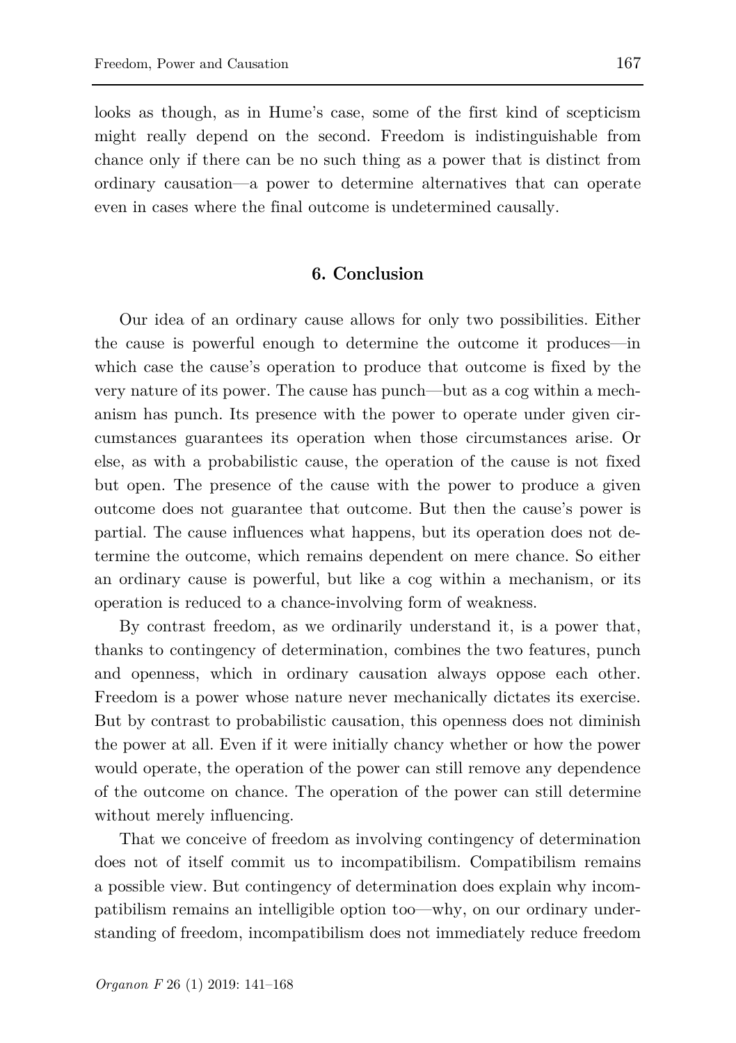looks as though, as in Hume's case, some of the first kind of scepticism might really depend on the second. Freedom is indistinguishable from chance only if there can be no such thing as a power that is distinct from ordinary causation—a power to determine alternatives that can operate even in cases where the final outcome is undetermined causally.

## 6. Conclusion

Our idea of an ordinary cause allows for only two possibilities. Either the cause is powerful enough to determine the outcome it produces—in which case the cause's operation to produce that outcome is fixed by the very nature of its power. The cause has punch—but as a cog within a mechanism has punch. Its presence with the power to operate under given circumstances guarantees its operation when those circumstances arise. Or else, as with a probabilistic cause, the operation of the cause is not fixed but open. The presence of the cause with the power to produce a given outcome does not guarantee that outcome. But then the cause's power is partial. The cause influences what happens, but its operation does not determine the outcome, which remains dependent on mere chance. So either an ordinary cause is powerful, but like a cog within a mechanism, or its operation is reduced to a chance-involving form of weakness.

By contrast freedom, as we ordinarily understand it, is a power that, thanks to contingency of determination, combines the two features, punch and openness, which in ordinary causation always oppose each other. Freedom is a power whose nature never mechanically dictates its exercise. But by contrast to probabilistic causation, this openness does not diminish the power at all. Even if it were initially chancy whether or how the power would operate, the operation of the power can still remove any dependence of the outcome on chance. The operation of the power can still determine without merely influencing.

That we conceive of freedom as involving contingency of determination does not of itself commit us to incompatibilism. Compatibilism remains a possible view. But contingency of determination does explain why incompatibilism remains an intelligible option too—why, on our ordinary understanding of freedom, incompatibilism does not immediately reduce freedom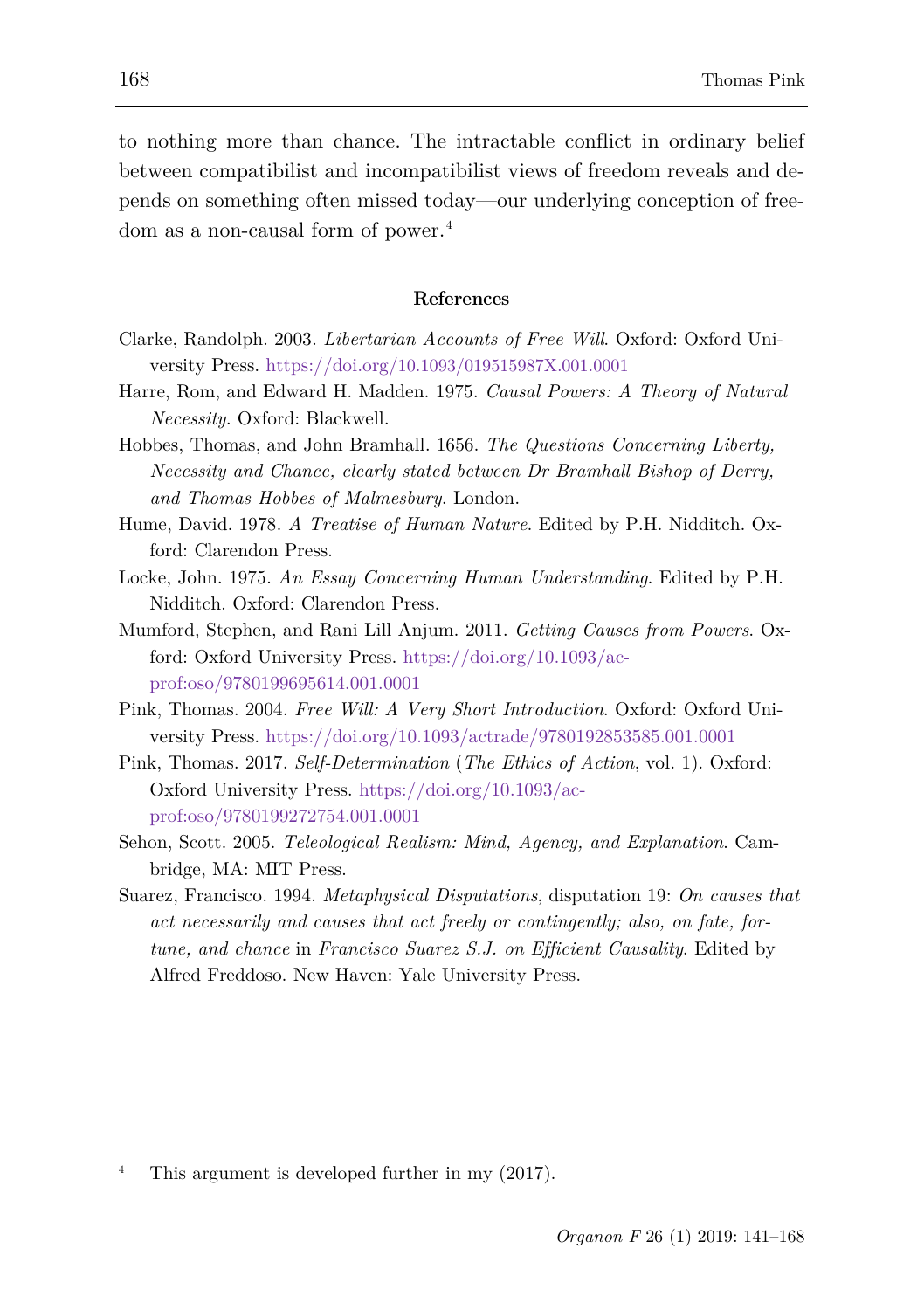to nothing more than chance. The intractable conflict in ordinary belief between compatibilist and incompatibilist views of freedom reveals and depends on something often missed today—our underlying conception of freedom as a non-causal form of power.[4]

## References

Clarke, Randolph. 2003. *Libertarian Accounts of Free Will*. Oxford: Oxford University Press. https://doi.org/10.1093/019515987X.001.0001

Harre, Rom, and Edward H. Madden. 1975. *Causal Powers: A Theory of Natural Necessity*. Oxford: Blackwell.

Hobbes, Thomas, and John Bramhall. 1656. *The Questions Concerning Liberty, Necessity and Chance, clearly stated between Dr Bramhall Bishop of Derry, and Thomas Hobbes of Malmesbury*. London.

Hume, David. 1978. *A Treatise of Human Nature*. Edited by P.H. Nidditch. Oxford: Clarendon Press.

Locke, John. 1975. *An Essay Concerning Human Understanding*. Edited by P.H. Nidditch. Oxford: Clarendon Press.

Mumford, Stephen, and Rani Lill Anjum. 2011. *Getting Causes from Powers*. Oxford: Oxford University Press. https://doi.org/10.1093/acprof:oso/9780199695614.001.0001

Pink, Thomas. 2004. *Free Will: A Very Short Introduction*. Oxford: Oxford University Press. https://doi.org/10.1093/actrade/9780192853585.001.0001

Pink, Thomas. 2017. *Self-Determination* (*The Ethics of Action*, vol. 1). Oxford: Oxford University Press. https://doi.org/10.1093/acprof:oso/9780199272754.001.0001

Sehon, Scott. 2005. *Teleological Realism: Mind, Agency, and Explanation*. Cambridge, MA: MIT Press.

Suarez, Francisco. 1994. *Metaphysical Disputations*, disputation 19: *On causes that act necessarily and causes that act freely or contingently; also, on fate, fortune, and chance* in *Francisco Suarez S.J. on Efficient Causality*. Edited by Alfred Freddoso. New Haven: Yale University Press.

---

[4] This argument is developed further in my (2017).